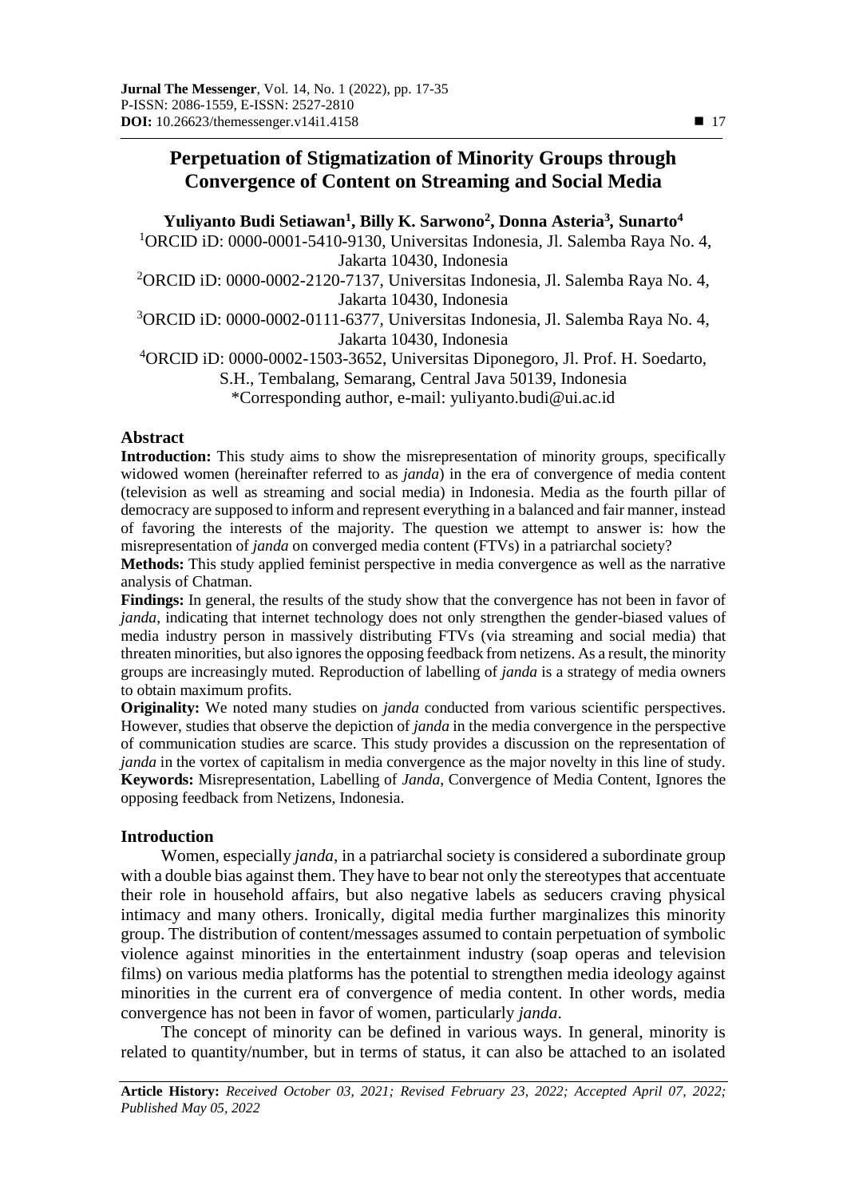# Perpetuation of Stigmatization of Minority Groups through Convergence of Content on Streaming and Social Media

**Yuliyanto Budi Setiawan[1], Billy K. Sarwono[2], Donna Asteria[3], Sunarto[4]**

[1]ORCID iD: 0000-0001-5410-9130, Universitas Indonesia, Jl. Salemba Raya No. 4, Jakarta 10430, Indonesia

[2]ORCID iD: 0000-0002-2120-7137, Universitas Indonesia, Jl. Salemba Raya No. 4, Jakarta 10430, Indonesia

[3]ORCID iD: 0000-0002-0111-6377, Universitas Indonesia, Jl. Salemba Raya No. 4, Jakarta 10430, Indonesia

[4]ORCID iD: 0000-0002-1503-3652, Universitas Diponegoro, Jl. Prof. H. Soedarto, S.H., Tembalang, Semarang, Central Java 50139, Indonesia

*Corresponding author, e-mail: yuliyanto.budi@ui.ac.id

## Abstract

**Introduction:** This study aims to show the misrepresentation of minority groups, specifically widowed women (hereinafter referred to as *janda*) in the era of convergence of media content (television as well as streaming and social media) in Indonesia. Media as the fourth pillar of democracy are supposed to inform and represent everything in a balanced and fair manner, instead of favoring the interests of the majority. The question we attempt to answer is: how the misrepresentation of *janda* on converged media content (FTVs) in a patriarchal society?

**Methods:** This study applied feminist perspective in media convergence as well as the narrative analysis of Chatman.

**Findings:** In general, the results of the study show that the convergence has not been in favor of *janda*, indicating that internet technology does not only strengthen the gender-biased values of media industry person in massively distributing FTVs (via streaming and social media) that threaten minorities, but also ignores the opposing feedback from netizens. As a result, the minority groups are increasingly muted. Reproduction of labelling of *janda* is a strategy of media owners to obtain maximum profits.

**Originality:** We noted many studies on *janda* conducted from various scientific perspectives. However, studies that observe the depiction of *janda* in the media convergence in the perspective of communication studies are scarce. This study provides a discussion on the representation of *janda* in the vortex of capitalism in media convergence as the major novelty in this line of study.

**Keywords:** Misrepresentation, Labelling of *Janda*, Convergence of Media Content, Ignores the opposing feedback from Netizens, Indonesia.

## Introduction

Women, especially *janda*, in a patriarchal society is considered a subordinate group with a double bias against them. They have to bear not only the stereotypes that accentuate their role in household affairs, but also negative labels as seducers craving physical intimacy and many others. Ironically, digital media further marginalizes this minority group. The distribution of content/messages assumed to contain perpetuation of symbolic violence against minorities in the entertainment industry (soap operas and television films) on various media platforms has the potential to strengthen media ideology against minorities in the current era of convergence of media content. In other words, media convergence has not been in favor of women, particularly *janda*.

The concept of minority can be defined in various ways. In general, minority is related to quantity/number, but in terms of status, it can also be attached to an isolated

**Article History:** *Received October 03, 2021; Revised February 23, 2022; Accepted April 07, 2022; Published May 05, 2022*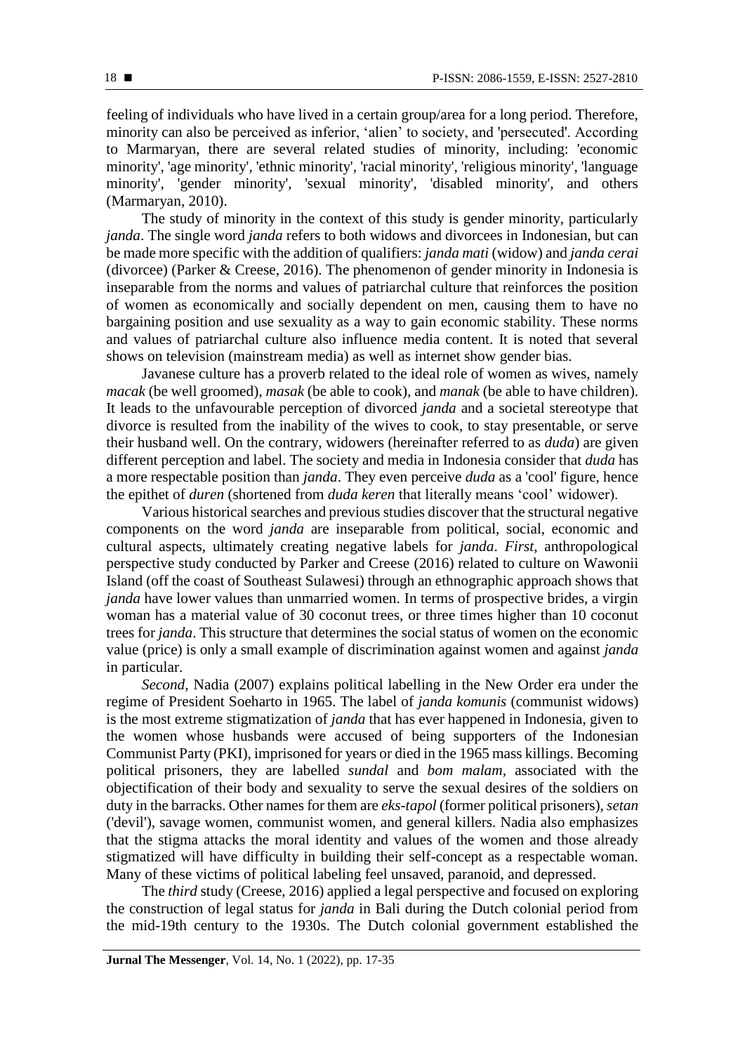feeling of individuals who have lived in a certain group/area for a long period. Therefore, minority can also be perceived as inferior, 'alien' to society, and 'persecuted'. According to Marmaryan, there are several related studies of minority, including: 'economic minority', 'age minority', 'ethnic minority', 'racial minority', 'religious minority', 'language minority', 'gender minority', 'sexual minority', 'disabled minority', and others (Marmaryan, 2010).

The study of minority in the context of this study is gender minority, particularly *janda*. The single word *janda* refers to both widows and divorcees in Indonesian, but can be made more specific with the addition of qualifiers: *janda mati* (widow) and *janda cerai* (divorcee) (Parker & Creese, 2016). The phenomenon of gender minority in Indonesia is inseparable from the norms and values of patriarchal culture that reinforces the position of women as economically and socially dependent on men, causing them to have no bargaining position and use sexuality as a way to gain economic stability. These norms and values of patriarchal culture also influence media content. It is noted that several shows on television (mainstream media) as well as internet show gender bias.

Javanese culture has a proverb related to the ideal role of women as wives, namely *macak* (be well groomed), *masak* (be able to cook), and *manak* (be able to have children). It leads to the unfavourable perception of divorced *janda* and a societal stereotype that divorce is resulted from the inability of the wives to cook, to stay presentable, or serve their husband well. On the contrary, widowers (hereinafter referred to as *duda*) are given different perception and label. The society and media in Indonesia consider that *duda* has a more respectable position than *janda*. They even perceive *duda* as a 'cool' figure, hence the epithet of *duren* (shortened from *duda keren* that literally means 'cool' widower).

Various historical searches and previous studies discover that the structural negative components on the word *janda* are inseparable from political, social, economic and cultural aspects, ultimately creating negative labels for *janda*. *First*, anthropological perspective study conducted by Parker and Creese (2016) related to culture on Wawonii Island (off the coast of Southeast Sulawesi) through an ethnographic approach shows that *janda* have lower values than unmarried women. In terms of prospective brides, a virgin woman has a material value of 30 coconut trees, or three times higher than 10 coconut trees for *janda*. This structure that determines the social status of women on the economic value (price) is only a small example of discrimination against women and against *janda* in particular.

*Second*, Nadia (2007) explains political labelling in the New Order era under the regime of President Soeharto in 1965. The label of *janda komunis* (communist widows) is the most extreme stigmatization of *janda* that has ever happened in Indonesia, given to the women whose husbands were accused of being supporters of the Indonesian Communist Party (PKI), imprisoned for years or died in the 1965 mass killings. Becoming political prisoners, they are labelled *sundal* and *bom malam*, associated with the objectification of their body and sexuality to serve the sexual desires of the soldiers on duty in the barracks. Other names for them are *eks-tapol* (former political prisoners), *setan* ('devil'), savage women, communist women, and general killers. Nadia also emphasizes that the stigma attacks the moral identity and values of the women and those already stigmatized will have difficulty in building their self-concept as a respectable woman. Many of these victims of political labeling feel unsaved, paranoid, and depressed.

The *third* study (Creese, 2016) applied a legal perspective and focused on exploring the construction of legal status for *janda* in Bali during the Dutch colonial period from the mid-19th century to the 1930s. The Dutch colonial government established the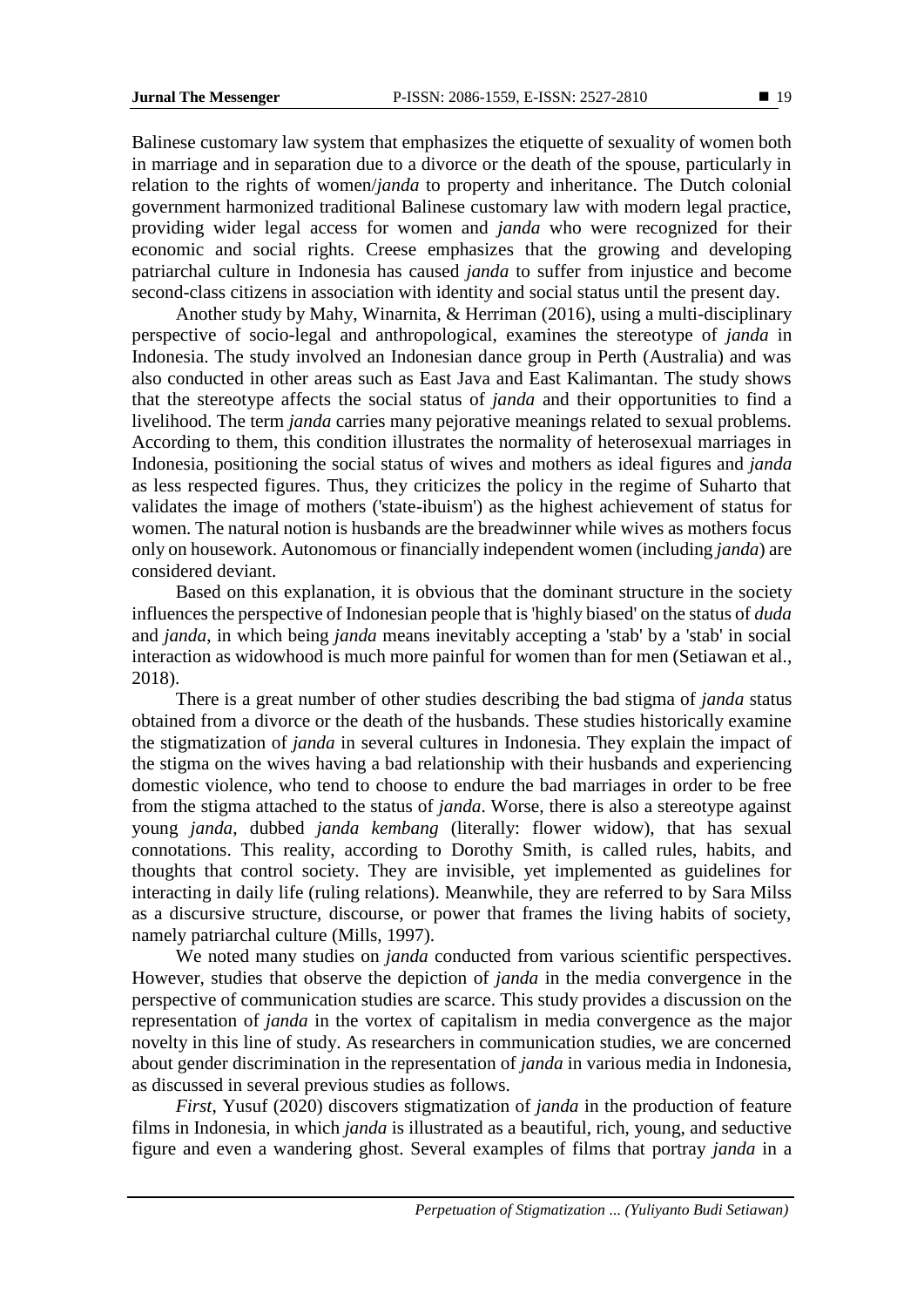Balinese customary law system that emphasizes the etiquette of sexuality of women both in marriage and in separation due to a divorce or the death of the spouse, particularly in relation to the rights of women/*janda* to property and inheritance. The Dutch colonial government harmonized traditional Balinese customary law with modern legal practice, providing wider legal access for women and *janda* who were recognized for their economic and social rights. Creese emphasizes that the growing and developing patriarchal culture in Indonesia has caused *janda* to suffer from injustice and become second-class citizens in association with identity and social status until the present day.

Another study by Mahy, Winarnita, & Herriman (2016), using a multi-disciplinary perspective of socio-legal and anthropological, examines the stereotype of *janda* in Indonesia. The study involved an Indonesian dance group in Perth (Australia) and was also conducted in other areas such as East Java and East Kalimantan. The study shows that the stereotype affects the social status of *janda* and their opportunities to find a livelihood. The term *janda* carries many pejorative meanings related to sexual problems. According to them, this condition illustrates the normality of heterosexual marriages in Indonesia, positioning the social status of wives and mothers as ideal figures and *janda* as less respected figures. Thus, they criticizes the policy in the regime of Suharto that validates the image of mothers ('state-ibuism') as the highest achievement of status for women. The natural notion is husbands are the breadwinner while wives as mothers focus only on housework. Autonomous or financially independent women (including *janda*) are considered deviant.

Based on this explanation, it is obvious that the dominant structure in the society influences the perspective of Indonesian people that is 'highly biased' on the status of *duda* and *janda*, in which being *janda* means inevitably accepting a 'stab' by a 'stab' in social interaction as widowhood is much more painful for women than for men (Setiawan et al., 2018).

There is a great number of other studies describing the bad stigma of *janda* status obtained from a divorce or the death of the husbands. These studies historically examine the stigmatization of *janda* in several cultures in Indonesia. They explain the impact of the stigma on the wives having a bad relationship with their husbands and experiencing domestic violence, who tend to choose to endure the bad marriages in order to be free from the stigma attached to the status of *janda*. Worse, there is also a stereotype against young *janda*, dubbed *janda kembang* (literally: flower widow), that has sexual connotations. This reality, according to Dorothy Smith, is called rules, habits, and thoughts that control society. They are invisible, yet implemented as guidelines for interacting in daily life (ruling relations). Meanwhile, they are referred to by Sara Milss as a discursive structure, discourse, or power that frames the living habits of society, namely patriarchal culture (Mills, 1997).

We noted many studies on *janda* conducted from various scientific perspectives. However, studies that observe the depiction of *janda* in the media convergence in the perspective of communication studies are scarce. This study provides a discussion on the representation of *janda* in the vortex of capitalism in media convergence as the major novelty in this line of study. As researchers in communication studies, we are concerned about gender discrimination in the representation of *janda* in various media in Indonesia, as discussed in several previous studies as follows.

*First*, Yusuf (2020) discovers stigmatization of *janda* in the production of feature films in Indonesia, in which *janda* is illustrated as a beautiful, rich, young, and seductive figure and even a wandering ghost. Several examples of films that portray *janda* in a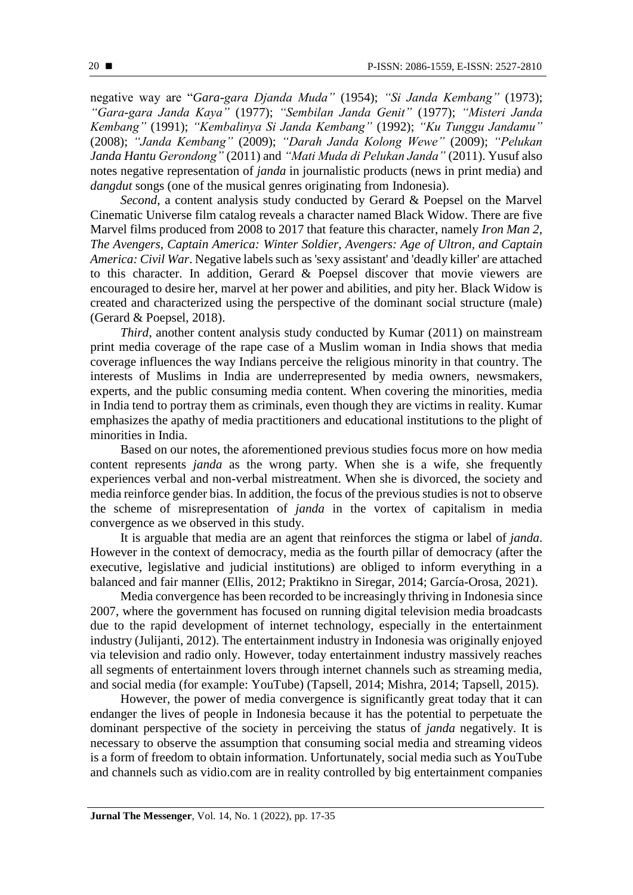negative way are "*Gara-gara Djanda Muda"* (1954); *"Si Janda Kembang"* (1973); *"Gara-gara Janda Kaya"* (1977); *"Sembilan Janda Genit"* (1977); *"Misteri Janda Kembang"* (1991); *"Kembalinya Si Janda Kembang"* (1992); *"Ku Tunggu Jandamu"* (2008); *"Janda Kembang"* (2009); *"Darah Janda Kolong Wewe"* (2009); *"Pelukan Janda Hantu Gerondong"* (2011) and *"Mati Muda di Pelukan Janda"* (2011). Yusuf also notes negative representation of *janda* in journalistic products (news in print media) and *dangdut* songs (one of the musical genres originating from Indonesia).

*Second*, a content analysis study conducted by Gerard & Poepsel on the Marvel Cinematic Universe film catalog reveals a character named Black Widow. There are five Marvel films produced from 2008 to 2017 that feature this character, namely *Iron Man 2, The Avengers, Captain America: Winter Soldier, Avengers: Age of Ultron, and Captain America: Civil War*. Negative labels such as 'sexy assistant' and 'deadly killer' are attached to this character. In addition, Gerard & Poepsel discover that movie viewers are encouraged to desire her, marvel at her power and abilities, and pity her. Black Widow is created and characterized using the perspective of the dominant social structure (male) (Gerard & Poepsel, 2018).

*Third*, another content analysis study conducted by Kumar (2011) on mainstream print media coverage of the rape case of a Muslim woman in India shows that media coverage influences the way Indians perceive the religious minority in that country. The interests of Muslims in India are underrepresented by media owners, newsmakers, experts, and the public consuming media content. When covering the minorities, media in India tend to portray them as criminals, even though they are victims in reality. Kumar emphasizes the apathy of media practitioners and educational institutions to the plight of minorities in India.

Based on our notes, the aforementioned previous studies focus more on how media content represents *janda* as the wrong party. When she is a wife, she frequently experiences verbal and non-verbal mistreatment. When she is divorced, the society and media reinforce gender bias. In addition, the focus of the previous studies is not to observe the scheme of misrepresentation of *janda* in the vortex of capitalism in media convergence as we observed in this study.

It is arguable that media are an agent that reinforces the stigma or label of *janda*. However in the context of democracy, media as the fourth pillar of democracy (after the executive, legislative and judicial institutions) are obliged to inform everything in a balanced and fair manner (Ellis, 2012; Praktikno in Siregar, 2014; García-Orosa, 2021).

Media convergence has been recorded to be increasingly thriving in Indonesia since 2007, where the government has focused on running digital television media broadcasts due to the rapid development of internet technology, especially in the entertainment industry (Julijanti, 2012). The entertainment industry in Indonesia was originally enjoyed via television and radio only. However, today entertainment industry massively reaches all segments of entertainment lovers through internet channels such as streaming media, and social media (for example: YouTube) (Tapsell, 2014; Mishra, 2014; Tapsell, 2015).

However, the power of media convergence is significantly great today that it can endanger the lives of people in Indonesia because it has the potential to perpetuate the dominant perspective of the society in perceiving the status of *janda* negatively. It is necessary to observe the assumption that consuming social media and streaming videos is a form of freedom to obtain information. Unfortunately, social media such as YouTube and channels such as vidio.com are in reality controlled by big entertainment companies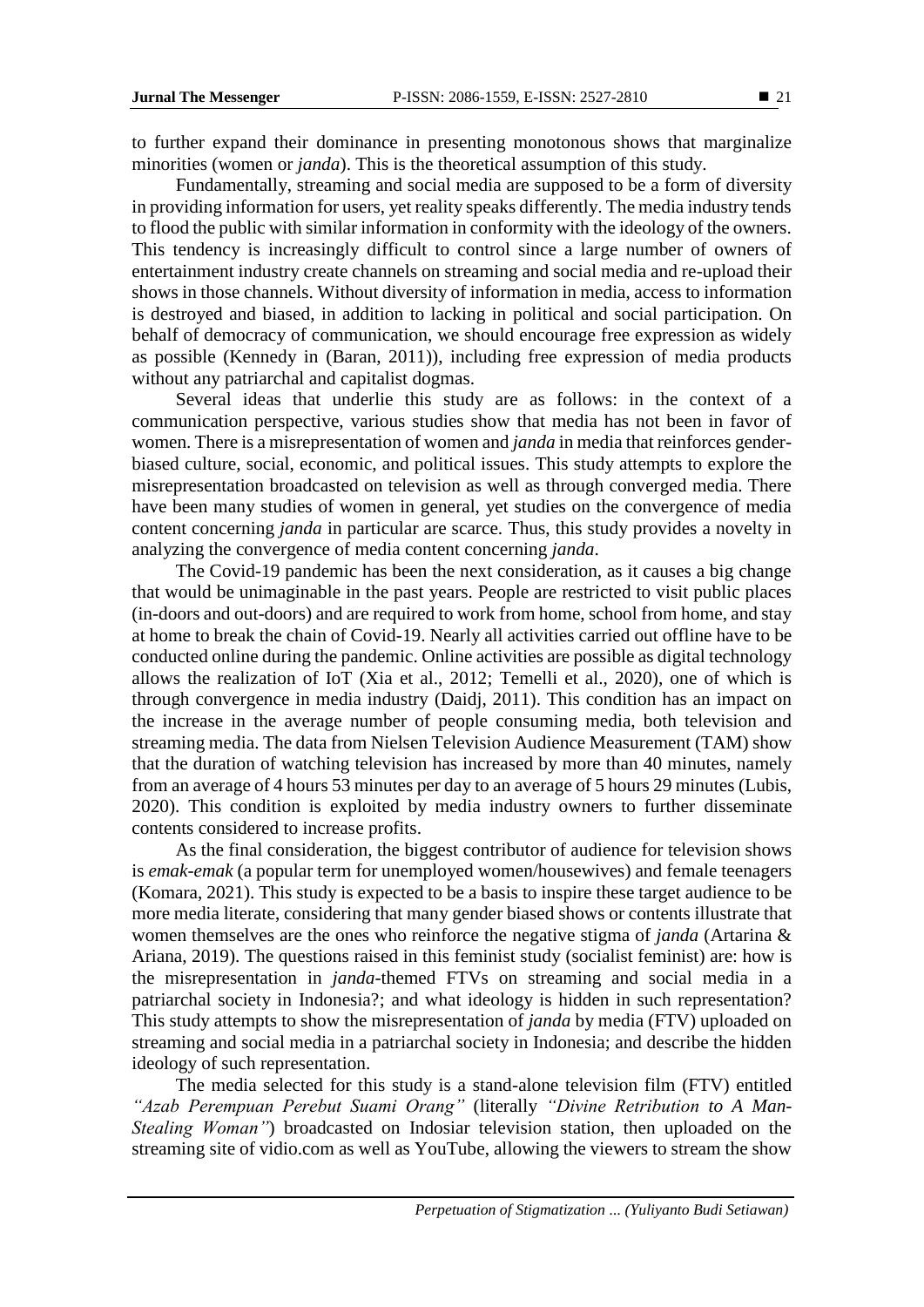to further expand their dominance in presenting monotonous shows that marginalize minorities (women or *janda*). This is the theoretical assumption of this study.

Fundamentally, streaming and social media are supposed to be a form of diversity in providing information for users, yet reality speaks differently. The media industry tends to flood the public with similar information in conformity with the ideology of the owners. This tendency is increasingly difficult to control since a large number of owners of entertainment industry create channels on streaming and social media and re-upload their shows in those channels. Without diversity of information in media, access to information is destroyed and biased, in addition to lacking in political and social participation. On behalf of democracy of communication, we should encourage free expression as widely as possible (Kennedy in (Baran, 2011)), including free expression of media products without any patriarchal and capitalist dogmas.

Several ideas that underlie this study are as follows: in the context of a communication perspective, various studies show that media has not been in favor of women. There is a misrepresentation of women and *janda* in media that reinforces gender-biased culture, social, economic, and political issues. This study attempts to explore the misrepresentation broadcasted on television as well as through converged media. There have been many studies of women in general, yet studies on the convergence of media content concerning *janda* in particular are scarce. Thus, this study provides a novelty in analyzing the convergence of media content concerning *janda*.

The Covid-19 pandemic has been the next consideration, as it causes a big change that would be unimaginable in the past years. People are restricted to visit public places (in-doors and out-doors) and are required to work from home, school from home, and stay at home to break the chain of Covid-19. Nearly all activities carried out offline have to be conducted online during the pandemic. Online activities are possible as digital technology allows the realization of IoT (Xia et al., 2012; Temelli et al., 2020), one of which is through convergence in media industry (Daidj, 2011). This condition has an impact on the increase in the average number of people consuming media, both television and streaming media. The data from Nielsen Television Audience Measurement (TAM) show that the duration of watching television has increased by more than 40 minutes, namely from an average of 4 hours 53 minutes per day to an average of 5 hours 29 minutes (Lubis, 2020). This condition is exploited by media industry owners to further disseminate contents considered to increase profits.

As the final consideration, the biggest contributor of audience for television shows is *emak-emak* (a popular term for unemployed women/housewives) and female teenagers (Komara, 2021). This study is expected to be a basis to inspire these target audience to be more media literate, considering that many gender biased shows or contents illustrate that women themselves are the ones who reinforce the negative stigma of *janda* (Artarina & Ariana, 2019). The questions raised in this feminist study (socialist feminist) are: how is the misrepresentation in *janda*-themed FTVs on streaming and social media in a patriarchal society in Indonesia?; and what ideology is hidden in such representation? This study attempts to show the misrepresentation of *janda* by media (FTV) uploaded on streaming and social media in a patriarchal society in Indonesia; and describe the hidden ideology of such representation.

The media selected for this study is a stand-alone television film (FTV) entitled *"Azab Perempuan Perebut Suami Orang"* (literally *"Divine Retribution to A Man-Stealing Woman"*) broadcasted on Indosiar television station, then uploaded on the streaming site of vidio.com as well as YouTube, allowing the viewers to stream the show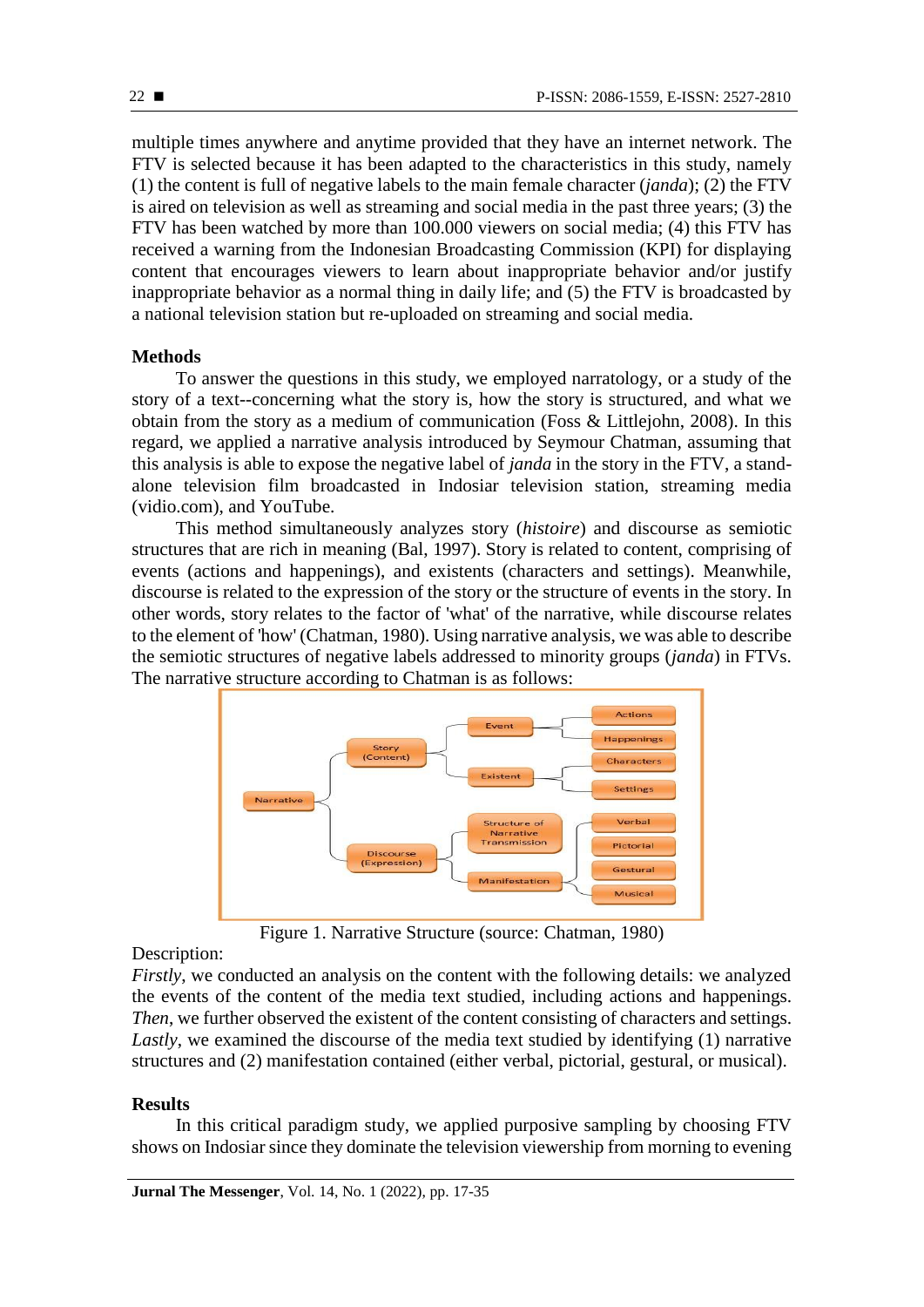multiple times anywhere and anytime provided that they have an internet network. The FTV is selected because it has been adapted to the characteristics in this study, namely (1) the content is full of negative labels to the main female character (*janda*); (2) the FTV is aired on television as well as streaming and social media in the past three years; (3) the FTV has been watched by more than 100.000 viewers on social media; (4) this FTV has received a warning from the Indonesian Broadcasting Commission (KPI) for displaying content that encourages viewers to learn about inappropriate behavior and/or justify inappropriate behavior as a normal thing in daily life; and (5) the FTV is broadcasted by a national television station but re-uploaded on streaming and social media.

## Methods

To answer the questions in this study, we employed narratology, or a study of the story of a text--concerning what the story is, how the story is structured, and what we obtain from the story as a medium of communication (Foss & Littlejohn, 2008). In this regard, we applied a narrative analysis introduced by Seymour Chatman, assuming that this analysis is able to expose the negative label of *janda* in the story in the FTV, a stand-alone television film broadcasted in Indosiar television station, streaming media (vidio.com), and YouTube.

This method simultaneously analyzes story (*histoire*) and discourse as semiotic structures that are rich in meaning (Bal, 1997). Story is related to content, comprising of events (actions and happenings), and existents (characters and settings). Meanwhile, discourse is related to the expression of the story or the structure of events in the story. In other words, story relates to the factor of 'what' of the narrative, while discourse relates to the element of 'how' (Chatman, 1980). Using narrative analysis, we was able to describe the semiotic structures of negative labels addressed to minority groups (*janda*) in FTVs. The narrative structure according to Chatman is as follows:

- Narrative
  - Story (Content)
    - Event
      - Actions
      - Happenings
    - Existent
      - Characters
      - Settings
  - Discourse (Expression)
    - Structure of Narrative Transmission
    - Manifestation
      - Verbal
      - Pictorial
      - Gestural
      - Musical

Figure 1. Narrative Structure (source: Chatman, 1980)

Description:

*Firstly*, we conducted an analysis on the content with the following details: we analyzed the events of the content of the media text studied, including actions and happenings. *Then*, we further observed the existent of the content consisting of characters and settings. *Lastly*, we examined the discourse of the media text studied by identifying (1) narrative structures and (2) manifestation contained (either verbal, pictorial, gestural, or musical).

## Results

In this critical paradigm study, we applied purposive sampling by choosing FTV shows on Indosiar since they dominate the television viewership from morning to evening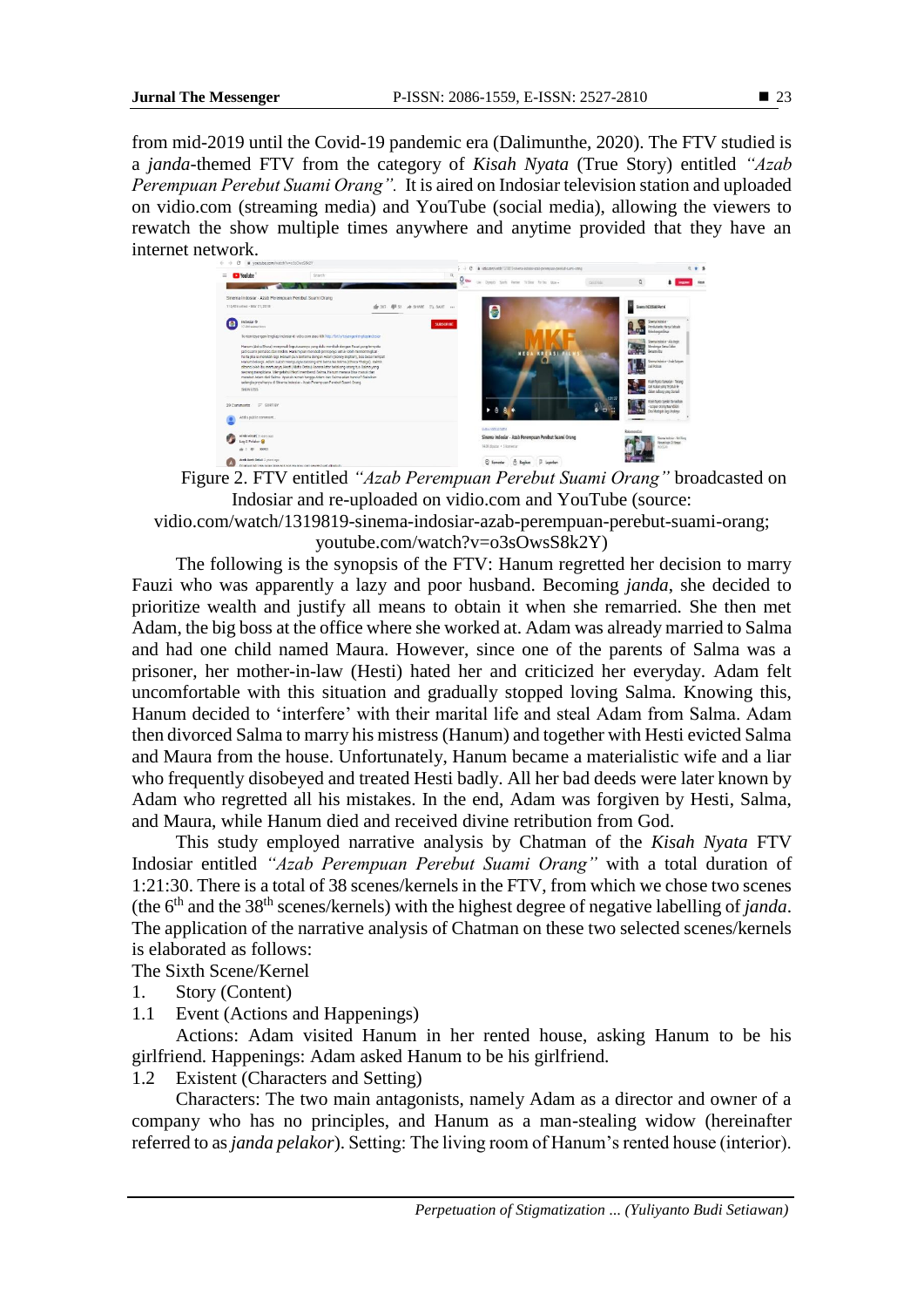from mid-2019 until the Covid-19 pandemic era (Dalimunthe, 2020). The FTV studied is a *janda*-themed FTV from the category of *Kisah Nyata* (True Story) entitled *"Azab Perempuan Perebut Suami Orang".* It is aired on Indosiar television station and uploaded on vidio.com (streaming media) and YouTube (social media), allowing the viewers to rewatch the show multiple times anywhere and anytime provided that they have an internet network.

Figure 2. FTV entitled *"Azab Perempuan Perebut Suami Orang"* broadcasted on Indosiar and re-uploaded on vidio.com and YouTube (source: vidio.com/watch/1319819-sinema-indosiar-azab-perempuan-perebut-suami-orang; youtube.com/watch?v=o3sOwsS8k2Y)

The following is the synopsis of the FTV: Hanum regretted her decision to marry Fauzi who was apparently a lazy and poor husband. Becoming *janda*, she decided to prioritize wealth and justify all means to obtain it when she remarried. She then met Adam, the big boss at the office where she worked at. Adam was already married to Salma and had one child named Maura. However, since one of the parents of Salma was a prisoner, her mother-in-law (Hesti) hated her and criticized her everyday. Adam felt uncomfortable with this situation and gradually stopped loving Salma. Knowing this, Hanum decided to 'interfere' with their marital life and steal Adam from Salma. Adam then divorced Salma to marry his mistress (Hanum) and together with Hesti evicted Salma and Maura from the house. Unfortunately, Hanum became a materialistic wife and a liar who frequently disobeyed and treated Hesti badly. All her bad deeds were later known by Adam who regretted all his mistakes. In the end, Adam was forgiven by Hesti, Salma, and Maura, while Hanum died and received divine retribution from God.

This study employed narrative analysis by Chatman of the *Kisah Nyata* FTV Indosiar entitled *"Azab Perempuan Perebut Suami Orang"* with a total duration of 1:21:30. There is a total of 38 scenes/kernels in the FTV, from which we chose two scenes (the 6th and the 38th scenes/kernels) with the highest degree of negative labelling of *janda*. The application of the narrative analysis of Chatman on these two selected scenes/kernels is elaborated as follows:

The Sixth Scene/Kernel

1. Story (Content)

1.1 Event (Actions and Happenings)

Actions: Adam visited Hanum in her rented house, asking Hanum to be his girlfriend. Happenings: Adam asked Hanum to be his girlfriend.

1.2 Existent (Characters and Setting)

Characters: The two main antagonists, namely Adam as a director and owner of a company who has no principles, and Hanum as a man-stealing widow (hereinafter referred to as *janda pelakor*). Setting: The living room of Hanum's rented house (interior).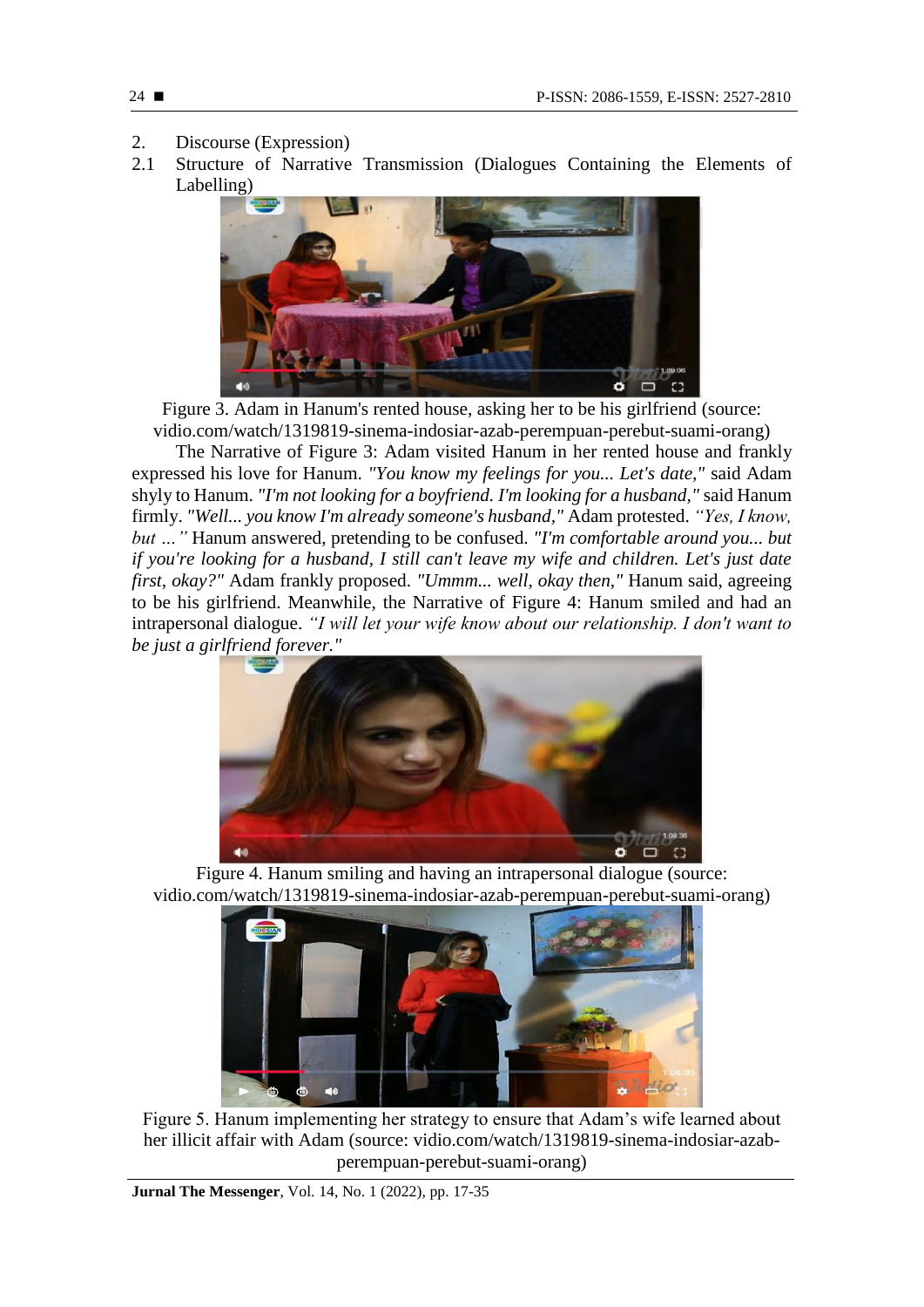2. Discourse (Expression)

2.1 Structure of Narrative Transmission (Dialogues Containing the Elements of Labelling)

Figure 3. Adam in Hanum's rented house, asking her to be his girlfriend (source: vidio.com/watch/1319819-sinema-indosiar-azab-perempuan-perebut-suami-orang)

The Narrative of Figure 3: Adam visited Hanum in her rented house and frankly expressed his love for Hanum. *"You know my feelings for you... Let's date,"* said Adam shyly to Hanum. *"I'm not looking for a boyfriend. I'm looking for a husband,"* said Hanum firmly. *"Well... you know I'm already someone's husband,"* Adam protested. *"Yes, I know, but ..."* Hanum answered, pretending to be confused. *"I'm comfortable around you... but if you're looking for a husband, I still can't leave my wife and children. Let's just date first, okay?"* Adam frankly proposed. *"Ummm... well, okay then,"* Hanum said, agreeing to be his girlfriend. Meanwhile, the Narrative of Figure 4: Hanum smiled and had an intrapersonal dialogue. *"I will let your wife know about our relationship. I don't want to be just a girlfriend forever."*

Figure 4. Hanum smiling and having an intrapersonal dialogue (source: vidio.com/watch/1319819-sinema-indosiar-azab-perempuan-perebut-suami-orang)

Figure 5. Hanum implementing her strategy to ensure that Adam's wife learned about her illicit affair with Adam (source: vidio.com/watch/1319819-sinema-indosiar-azab-perempuan-perebut-suami-orang)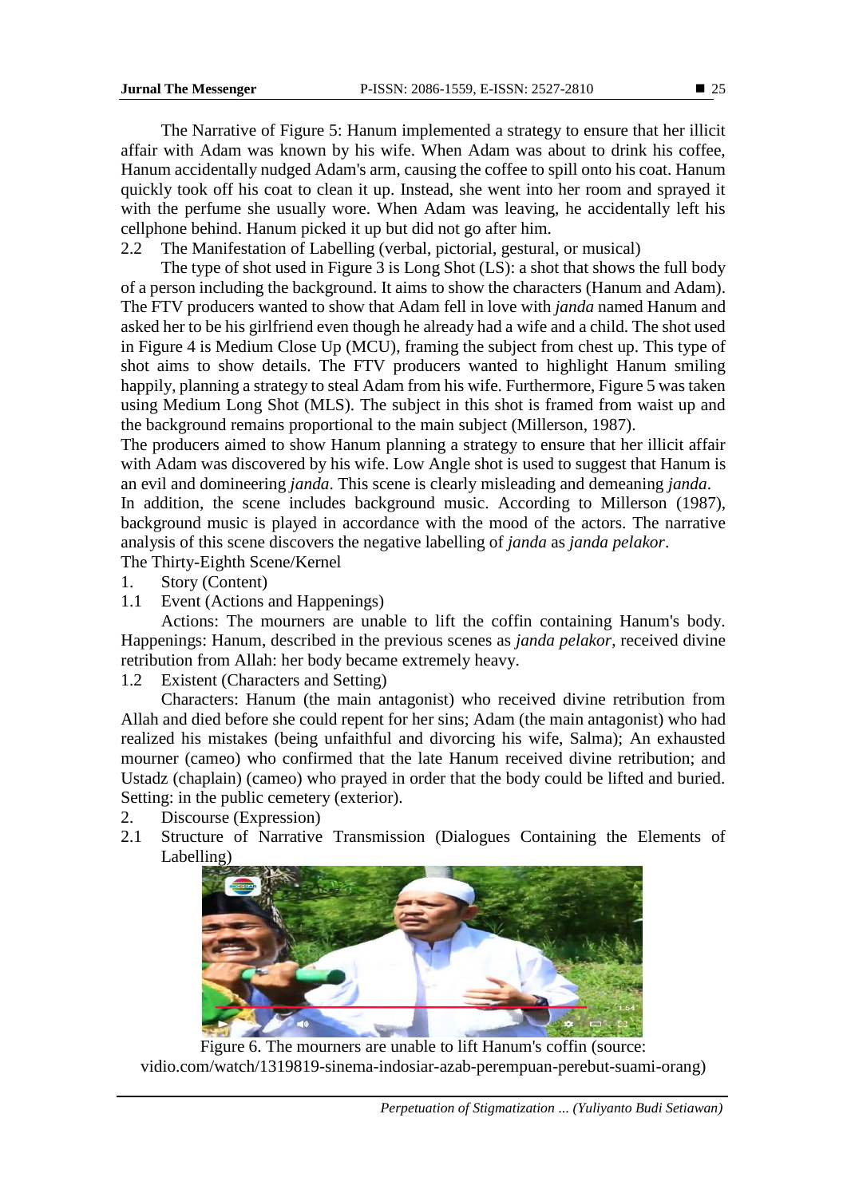The Narrative of Figure 5: Hanum implemented a strategy to ensure that her illicit affair with Adam was known by his wife. When Adam was about to drink his coffee, Hanum accidentally nudged Adam's arm, causing the coffee to spill onto his coat. Hanum quickly took off his coat to clean it up. Instead, she went into her room and sprayed it with the perfume she usually wore. When Adam was leaving, he accidentally left his cellphone behind. Hanum picked it up but did not go after him.

2.2 The Manifestation of Labelling (verbal, pictorial, gestural, or musical)

The type of shot used in Figure 3 is Long Shot (LS): a shot that shows the full body of a person including the background. It aims to show the characters (Hanum and Adam). The FTV producers wanted to show that Adam fell in love with *janda* named Hanum and asked her to be his girlfriend even though he already had a wife and a child. The shot used in Figure 4 is Medium Close Up (MCU), framing the subject from chest up. This type of shot aims to show details. The FTV producers wanted to highlight Hanum smiling happily, planning a strategy to steal Adam from his wife. Furthermore, Figure 5 was taken using Medium Long Shot (MLS). The subject in this shot is framed from waist up and the background remains proportional to the main subject (Millerson, 1987).

The producers aimed to show Hanum planning a strategy to ensure that her illicit affair with Adam was discovered by his wife. Low Angle shot is used to suggest that Hanum is an evil and domineering *janda*. This scene is clearly misleading and demeaning *janda*.

In addition, the scene includes background music. According to Millerson (1987), background music is played in accordance with the mood of the actors. The narrative analysis of this scene discovers the negative labelling of *janda* as *janda pelakor*.

The Thirty-Eighth Scene/Kernel

1. Story (Content)

1.1 Event (Actions and Happenings)

Actions: The mourners are unable to lift the coffin containing Hanum's body. Happenings: Hanum, described in the previous scenes as *janda pelakor*, received divine retribution from Allah: her body became extremely heavy.

1.2 Existent (Characters and Setting)

Characters: Hanum (the main antagonist) who received divine retribution from Allah and died before she could repent for her sins; Adam (the main antagonist) who had realized his mistakes (being unfaithful and divorcing his wife, Salma); An exhausted mourner (cameo) who confirmed that the late Hanum received divine retribution; and Ustadz (chaplain) (cameo) who prayed in order that the body could be lifted and buried. Setting: in the public cemetery (exterior).

2. Discourse (Expression)

2.1 Structure of Narrative Transmission (Dialogues Containing the Elements of Labelling)

Figure 6. The mourners are unable to lift Hanum's coffin (source: vidio.com/watch/1319819-sinema-indosiar-azab-perempuan-perebut-suami-orang)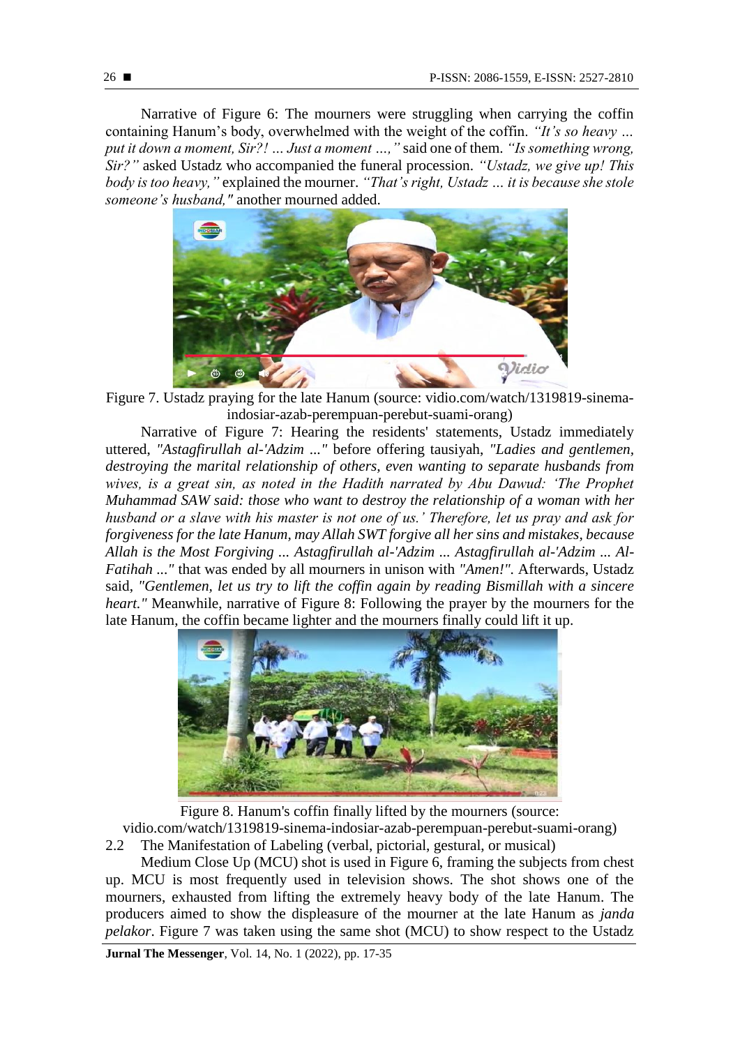Narrative of Figure 6: The mourners were struggling when carrying the coffin containing Hanum's body, overwhelmed with the weight of the coffin. *"It's so heavy … put it down a moment, Sir?! … Just a moment …,"* said one of them. *"Is something wrong, Sir?"* asked Ustadz who accompanied the funeral procession. *"Ustadz, we give up! This body is too heavy,"* explained the mourner. *"That's right, Ustadz … it is because she stole someone's husband,"* another mourned added.

Figure 7. Ustadz praying for the late Hanum (source: vidio.com/watch/1319819-sinema-indosiar-azab-perempuan-perebut-suami-orang)

Narrative of Figure 7: Hearing the residents' statements, Ustadz immediately uttered, *"Astagfirullah al-'Adzim ..."* before offering tausiyah, *"Ladies and gentlemen, destroying the marital relationship of others, even wanting to separate husbands from wives, is a great sin, as noted in the Hadith narrated by Abu Dawud: 'The Prophet Muhammad SAW said: those who want to destroy the relationship of a woman with her husband or a slave with his master is not one of us.' Therefore, let us pray and ask for forgiveness for the late Hanum, may Allah SWT forgive all her sins and mistakes, because Allah is the Most Forgiving ... Astagfirullah al-'Adzim ... Astagfirullah al-'Adzim ... Al-Fatihah ..."* that was ended by all mourners in unison with *"Amen!"*. Afterwards, Ustadz said, *"Gentlemen, let us try to lift the coffin again by reading Bismillah with a sincere heart."* Meanwhile, narrative of Figure 8: Following the prayer by the mourners for the late Hanum, the coffin became lighter and the mourners finally could lift it up.

Figure 8. Hanum's coffin finally lifted by the mourners (source: vidio.com/watch/1319819-sinema-indosiar-azab-perempuan-perebut-suami-orang)

2.2 The Manifestation of Labeling (verbal, pictorial, gestural, or musical)

Medium Close Up (MCU) shot is used in Figure 6, framing the subjects from chest up. MCU is most frequently used in television shows. The shot shows one of the mourners, exhausted from lifting the extremely heavy body of the late Hanum. The producers aimed to show the displeasure of the mourner at the late Hanum as *janda pelakor*. Figure 7 was taken using the same shot (MCU) to show respect to the Ustadz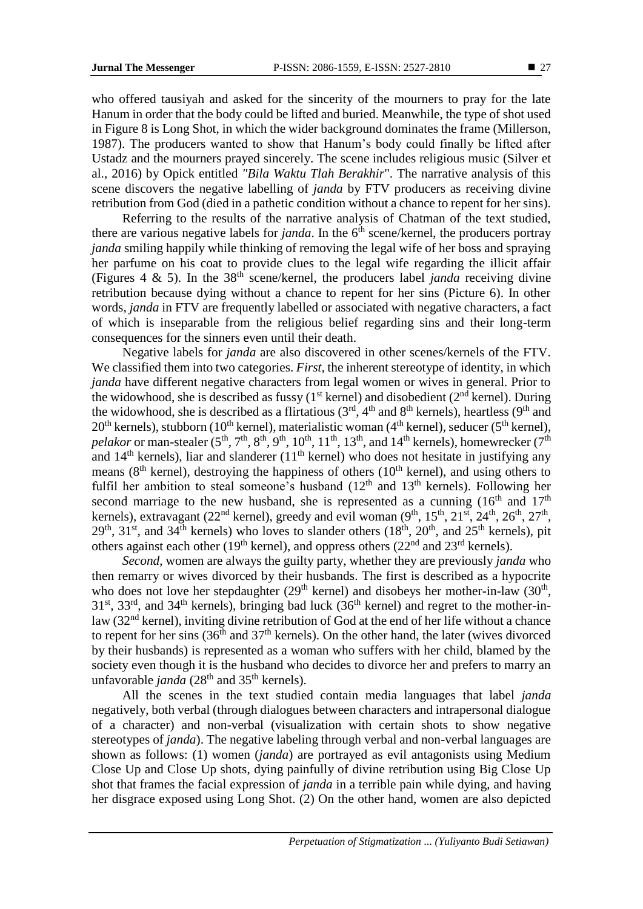who offered tausiyah and asked for the sincerity of the mourners to pray for the late Hanum in order that the body could be lifted and buried. Meanwhile, the type of shot used in Figure 8 is Long Shot, in which the wider background dominates the frame (Millerson, 1987). The producers wanted to show that Hanum's body could finally be lifted after Ustadz and the mourners prayed sincerely. The scene includes religious music (Silver et al., 2016) by Opick entitled "*Bila Waktu Tlah Berakhir*". The narrative analysis of this scene discovers the negative labelling of *janda* by FTV producers as receiving divine retribution from God (died in a pathetic condition without a chance to repent for her sins).

Referring to the results of the narrative analysis of Chatman of the text studied, there are various negative labels for *janda*. In the 6th scene/kernel, the producers portray *janda* smiling happily while thinking of removing the legal wife of her boss and spraying her parfume on his coat to provide clues to the legal wife regarding the illicit affair (Figures 4 & 5). In the 38th scene/kernel, the producers label *janda* receiving divine retribution because dying without a chance to repent for her sins (Picture 6). In other words, *janda* in FTV are frequently labelled or associated with negative characters, a fact of which is inseparable from the religious belief regarding sins and their long-term consequences for the sinners even until their death.

Negative labels for *janda* are also discovered in other scenes/kernels of the FTV. We classified them into two categories. *First*, the inherent stereotype of identity, in which *janda* have different negative characters from legal women or wives in general. Prior to the widowhood, she is described as fussy (1st kernel) and disobedient (2nd kernel). During the widowhood, she is described as a flirtatious (3rd, 4th and 8th kernels), heartless (9th and 20th kernels), stubborn (10th kernel), materialistic woman (4th kernel), seducer (5th kernel), *pelakor* or man-stealer (5th, 7th, 8th, 9th, 10th, 11th, 13th, and 14th kernels), homewrecker (7th and 14th kernels), liar and slanderer (11th kernel) who does not hesitate in justifying any means (8th kernel), destroying the happiness of others (10th kernel), and using others to fulfil her ambition to steal someone's husband (12th and 13th kernels). Following her second marriage to the new husband, she is represented as a cunning (16th and 17th kernels), extravagant (22nd kernel), greedy and evil woman (9th, 15th, 21st, 24th, 26th, 27th, 29th, 31st, and 34th kernels) who loves to slander others (18th, 20th, and 25th kernels), pit others against each other (19th kernel), and oppress others (22nd and 23rd kernels).

*Second*, women are always the guilty party, whether they are previously *janda* who then remarry or wives divorced by their husbands. The first is described as a hypocrite who does not love her stepdaughter (29th kernel) and disobeys her mother-in-law (30th, 31st, 33rd, and 34th kernels), bringing bad luck (36th kernel) and regret to the mother-in-law (32nd kernel), inviting divine retribution of God at the end of her life without a chance to repent for her sins (36th and 37th kernels). On the other hand, the later (wives divorced by their husbands) is represented as a woman who suffers with her child, blamed by the society even though it is the husband who decides to divorce her and prefers to marry an unfavorable *janda* (28th and 35th kernels).

All the scenes in the text studied contain media languages that label *janda* negatively, both verbal (through dialogues between characters and intrapersonal dialogue of a character) and non-verbal (visualization with certain shots to show negative stereotypes of *janda*). The negative labeling through verbal and non-verbal languages are shown as follows: (1) women (*janda*) are portrayed as evil antagonists using Medium Close Up and Close Up shots, dying painfully of divine retribution using Big Close Up shot that frames the facial expression of *janda* in a terrible pain while dying, and having her disgrace exposed using Long Shot. (2) On the other hand, women are also depicted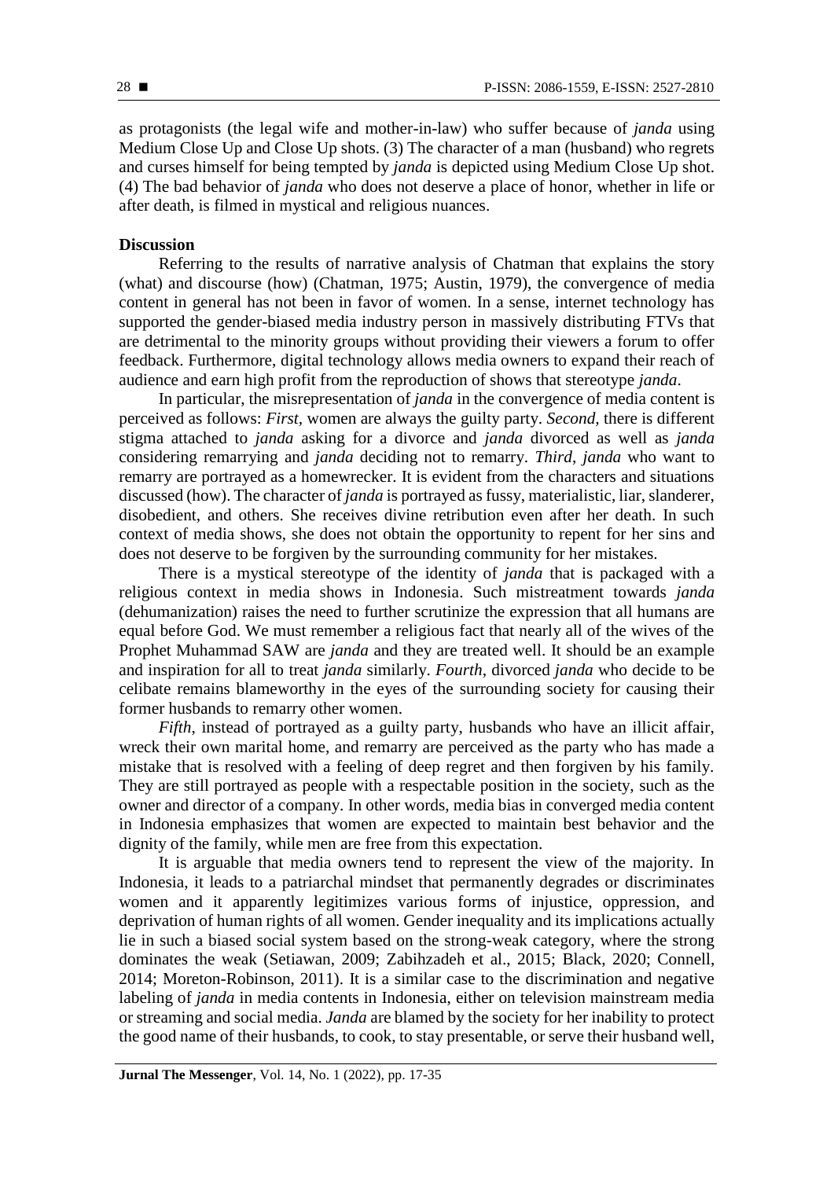as protagonists (the legal wife and mother-in-law) who suffer because of *janda* using Medium Close Up and Close Up shots. (3) The character of a man (husband) who regrets and curses himself for being tempted by *janda* is depicted using Medium Close Up shot. (4) The bad behavior of *janda* who does not deserve a place of honor, whether in life or after death, is filmed in mystical and religious nuances.

**Discussion**

Referring to the results of narrative analysis of Chatman that explains the story (what) and discourse (how) (Chatman, 1975; Austin, 1979), the convergence of media content in general has not been in favor of women. In a sense, internet technology has supported the gender-biased media industry person in massively distributing FTVs that are detrimental to the minority groups without providing their viewers a forum to offer feedback. Furthermore, digital technology allows media owners to expand their reach of audience and earn high profit from the reproduction of shows that stereotype *janda*.

In particular, the misrepresentation of *janda* in the convergence of media content is perceived as follows: *First*, women are always the guilty party. *Second*, there is different stigma attached to *janda* asking for a divorce and *janda* divorced as well as *janda* considering remarrying and *janda* deciding not to remarry. *Third*, *janda* who want to remarry are portrayed as a homewrecker. It is evident from the characters and situations discussed (how). The character of *janda* is portrayed as fussy, materialistic, liar, slanderer, disobedient, and others. She receives divine retribution even after her death. In such context of media shows, she does not obtain the opportunity to repent for her sins and does not deserve to be forgiven by the surrounding community for her mistakes.

There is a mystical stereotype of the identity of *janda* that is packaged with a religious context in media shows in Indonesia. Such mistreatment towards *janda* (dehumanization) raises the need to further scrutinize the expression that all humans are equal before God. We must remember a religious fact that nearly all of the wives of the Prophet Muhammad SAW are *janda* and they are treated well. It should be an example and inspiration for all to treat *janda* similarly. *Fourth*, divorced *janda* who decide to be celibate remains blameworthy in the eyes of the surrounding society for causing their former husbands to remarry other women.

*Fifth*, instead of portrayed as a guilty party, husbands who have an illicit affair, wreck their own marital home, and remarry are perceived as the party who has made a mistake that is resolved with a feeling of deep regret and then forgiven by his family. They are still portrayed as people with a respectable position in the society, such as the owner and director of a company. In other words, media bias in converged media content in Indonesia emphasizes that women are expected to maintain best behavior and the dignity of the family, while men are free from this expectation.

It is arguable that media owners tend to represent the view of the majority. In Indonesia, it leads to a patriarchal mindset that permanently degrades or discriminates women and it apparently legitimizes various forms of injustice, oppression, and deprivation of human rights of all women. Gender inequality and its implications actually lie in such a biased social system based on the strong-weak category, where the strong dominates the weak (Setiawan, 2009; Zabihzadeh et al., 2015; Black, 2020; Connell, 2014; Moreton-Robinson, 2011). It is a similar case to the discrimination and negative labeling of *janda* in media contents in Indonesia, either on television mainstream media or streaming and social media. *Janda* are blamed by the society for her inability to protect the good name of their husbands, to cook, to stay presentable, or serve their husband well,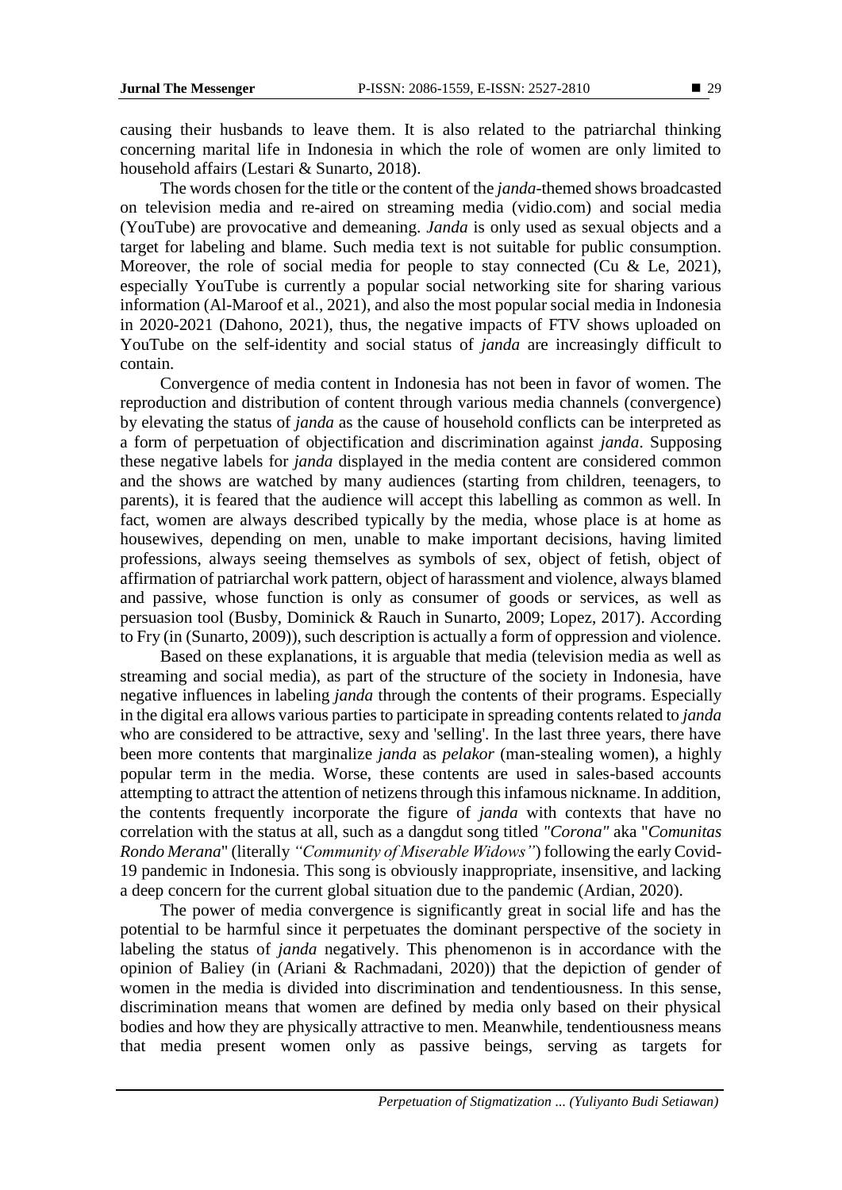causing their husbands to leave them. It is also related to the patriarchal thinking concerning marital life in Indonesia in which the role of women are only limited to household affairs (Lestari & Sunarto, 2018).

The words chosen for the title or the content of the *janda*-themed shows broadcasted on television media and re-aired on streaming media (vidio.com) and social media (YouTube) are provocative and demeaning. *Janda* is only used as sexual objects and a target for labeling and blame. Such media text is not suitable for public consumption. Moreover, the role of social media for people to stay connected (Cu & Le, 2021), especially YouTube is currently a popular social networking site for sharing various information (Al-Maroof et al., 2021), and also the most popular social media in Indonesia in 2020-2021 (Dahono, 2021), thus, the negative impacts of FTV shows uploaded on YouTube on the self-identity and social status of *janda* are increasingly difficult to contain.

Convergence of media content in Indonesia has not been in favor of women. The reproduction and distribution of content through various media channels (convergence) by elevating the status of *janda* as the cause of household conflicts can be interpreted as a form of perpetuation of objectification and discrimination against *janda*. Supposing these negative labels for *janda* displayed in the media content are considered common and the shows are watched by many audiences (starting from children, teenagers, to parents), it is feared that the audience will accept this labelling as common as well. In fact, women are always described typically by the media, whose place is at home as housewives, depending on men, unable to make important decisions, having limited professions, always seeing themselves as symbols of sex, object of fetish, object of affirmation of patriarchal work pattern, object of harassment and violence, always blamed and passive, whose function is only as consumer of goods or services, as well as persuasion tool (Busby, Dominick & Rauch in Sunarto, 2009; Lopez, 2017). According to Fry (in (Sunarto, 2009)), such description is actually a form of oppression and violence.

Based on these explanations, it is arguable that media (television media as well as streaming and social media), as part of the structure of the society in Indonesia, have negative influences in labeling *janda* through the contents of their programs. Especially in the digital era allows various parties to participate in spreading contents related to *janda* who are considered to be attractive, sexy and 'selling'. In the last three years, there have been more contents that marginalize *janda* as *pelakor* (man-stealing women), a highly popular term in the media. Worse, these contents are used in sales-based accounts attempting to attract the attention of netizens through this infamous nickname. In addition, the contents frequently incorporate the figure of *janda* with contexts that have no correlation with the status at all, such as a dangdut song titled *"Corona"* aka "*Comunitas Rondo Merana*" (literally *"Community of Miserable Widows"*) following the early Covid-19 pandemic in Indonesia. This song is obviously inappropriate, insensitive, and lacking a deep concern for the current global situation due to the pandemic (Ardian, 2020).

The power of media convergence is significantly great in social life and has the potential to be harmful since it perpetuates the dominant perspective of the society in labeling the status of *janda* negatively. This phenomenon is in accordance with the opinion of Baliey (in (Ariani & Rachmadani, 2020)) that the depiction of gender of women in the media is divided into discrimination and tendentiousness. In this sense, discrimination means that women are defined by media only based on their physical bodies and how they are physically attractive to men. Meanwhile, tendentiousness means that media present women only as passive beings, serving as targets for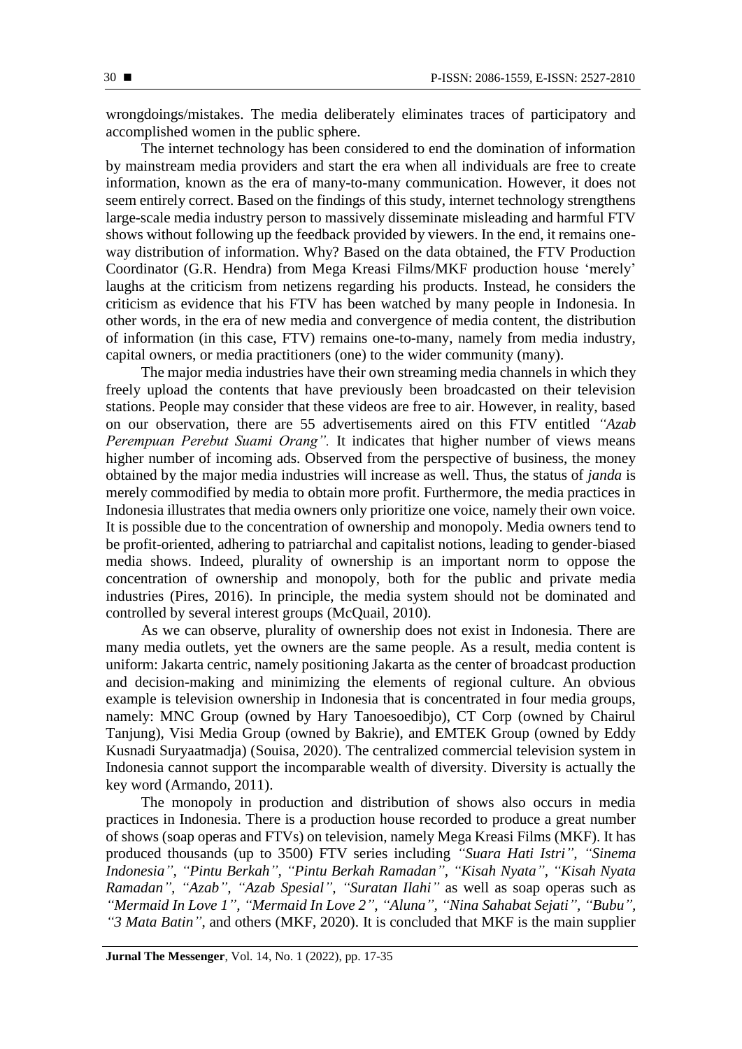wrongdoings/mistakes. The media deliberately eliminates traces of participatory and accomplished women in the public sphere.

The internet technology has been considered to end the domination of information by mainstream media providers and start the era when all individuals are free to create information, known as the era of many-to-many communication. However, it does not seem entirely correct. Based on the findings of this study, internet technology strengthens large-scale media industry person to massively disseminate misleading and harmful FTV shows without following up the feedback provided by viewers. In the end, it remains one-way distribution of information. Why? Based on the data obtained, the FTV Production Coordinator (G.R. Hendra) from Mega Kreasi Films/MKF production house 'merely' laughs at the criticism from netizens regarding his products. Instead, he considers the criticism as evidence that his FTV has been watched by many people in Indonesia. In other words, in the era of new media and convergence of media content, the distribution of information (in this case, FTV) remains one-to-many, namely from media industry, capital owners, or media practitioners (one) to the wider community (many).

The major media industries have their own streaming media channels in which they freely upload the contents that have previously been broadcasted on their television stations. People may consider that these videos are free to air. However, in reality, based on our observation, there are 55 advertisements aired on this FTV entitled *"Azab Perempuan Perebut Suami Orang".* It indicates that higher number of views means higher number of incoming ads. Observed from the perspective of business, the money obtained by the major media industries will increase as well. Thus, the status of *janda* is merely commodified by media to obtain more profit. Furthermore, the media practices in Indonesia illustrates that media owners only prioritize one voice, namely their own voice. It is possible due to the concentration of ownership and monopoly. Media owners tend to be profit-oriented, adhering to patriarchal and capitalist notions, leading to gender-biased media shows. Indeed, plurality of ownership is an important norm to oppose the concentration of ownership and monopoly, both for the public and private media industries (Pires, 2016). In principle, the media system should not be dominated and controlled by several interest groups (McQuail, 2010).

As we can observe, plurality of ownership does not exist in Indonesia. There are many media outlets, yet the owners are the same people. As a result, media content is uniform: Jakarta centric, namely positioning Jakarta as the center of broadcast production and decision-making and minimizing the elements of regional culture. An obvious example is television ownership in Indonesia that is concentrated in four media groups, namely: MNC Group (owned by Hary Tanoesoedibjo), CT Corp (owned by Chairul Tanjung), Visi Media Group (owned by Bakrie), and EMTEK Group (owned by Eddy Kusnadi Suryaatmadja) (Souisa, 2020). The centralized commercial television system in Indonesia cannot support the incomparable wealth of diversity. Diversity is actually the key word (Armando, 2011).

The monopoly in production and distribution of shows also occurs in media practices in Indonesia. There is a production house recorded to produce a great number of shows (soap operas and FTVs) on television, namely Mega Kreasi Films (MKF). It has produced thousands (up to 3500) FTV series including *"Suara Hati Istri", "Sinema Indonesia", "Pintu Berkah", "Pintu Berkah Ramadan", "Kisah Nyata", "Kisah Nyata Ramadan", "Azab", "Azab Spesial", "Suratan Ilahi"* as well as soap operas such as *"Mermaid In Love 1", "Mermaid In Love 2", "Aluna", "Nina Sahabat Sejati", "Bubu", "3 Mata Batin"*, and others (MKF, 2020). It is concluded that MKF is the main supplier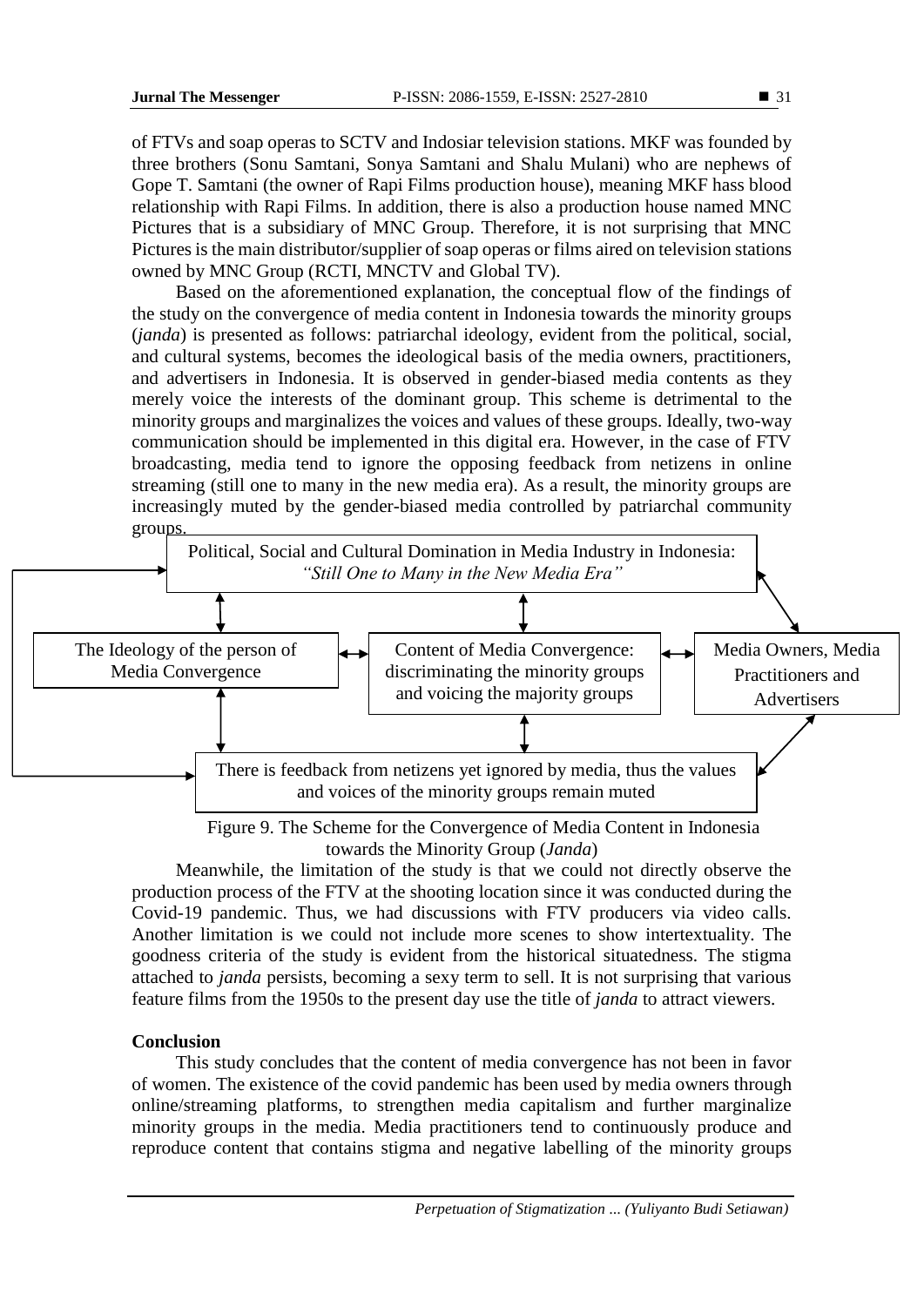of FTVs and soap operas to SCTV and Indosiar television stations. MKF was founded by three brothers (Sonu Samtani, Sonya Samtani and Shalu Mulani) who are nephews of Gope T. Samtani (the owner of Rapi Films production house), meaning MKF hass blood relationship with Rapi Films. In addition, there is also a production house named MNC Pictures that is a subsidiary of MNC Group. Therefore, it is not surprising that MNC Pictures is the main distributor/supplier of soap operas or films aired on television stations owned by MNC Group (RCTI, MNCTV and Global TV).

Based on the aforementioned explanation, the conceptual flow of the findings of the study on the convergence of media content in Indonesia towards the minority groups (*janda*) is presented as follows: patriarchal ideology, evident from the political, social, and cultural systems, becomes the ideological basis of the media owners, practitioners, and advertisers in Indonesia. It is observed in gender-biased media contents as they merely voice the interests of the dominant group. This scheme is detrimental to the minority groups and marginalizes the voices and values of these groups. Ideally, two-way communication should be implemented in this digital era. However, in the case of FTV broadcasting, media tend to ignore the opposing feedback from netizens in online streaming (still one to many in the new media era). As a result, the minority groups are increasingly muted by the gender-biased media controlled by patriarchal community groups.

Political, Social and Cultural Domination in Media Industry in Indonesia: *"Still One to Many in the New Media Era"*

The Ideology of the person of Media Convergence

Content of Media Convergence: discriminating the minority groups and voicing the majority groups

Media Owners, Media Practitioners and Advertisers

There is feedback from netizens yet ignored by media, thus the values and voices of the minority groups remain muted

Figure 9. The Scheme for the Convergence of Media Content in Indonesia towards the Minority Group (*Janda*)

Meanwhile, the limitation of the study is that we could not directly observe the production process of the FTV at the shooting location since it was conducted during the Covid-19 pandemic. Thus, we had discussions with FTV producers via video calls. Another limitation is we could not include more scenes to show intertextuality. The goodness criteria of the study is evident from the historical situatedness. The stigma attached to *janda* persists, becoming a sexy term to sell. It is not surprising that various feature films from the 1950s to the present day use the title of *janda* to attract viewers.

## Conclusion

This study concludes that the content of media convergence has not been in favor of women. The existence of the covid pandemic has been used by media owners through online/streaming platforms, to strengthen media capitalism and further marginalize minority groups in the media. Media practitioners tend to continuously produce and reproduce content that contains stigma and negative labelling of the minority groups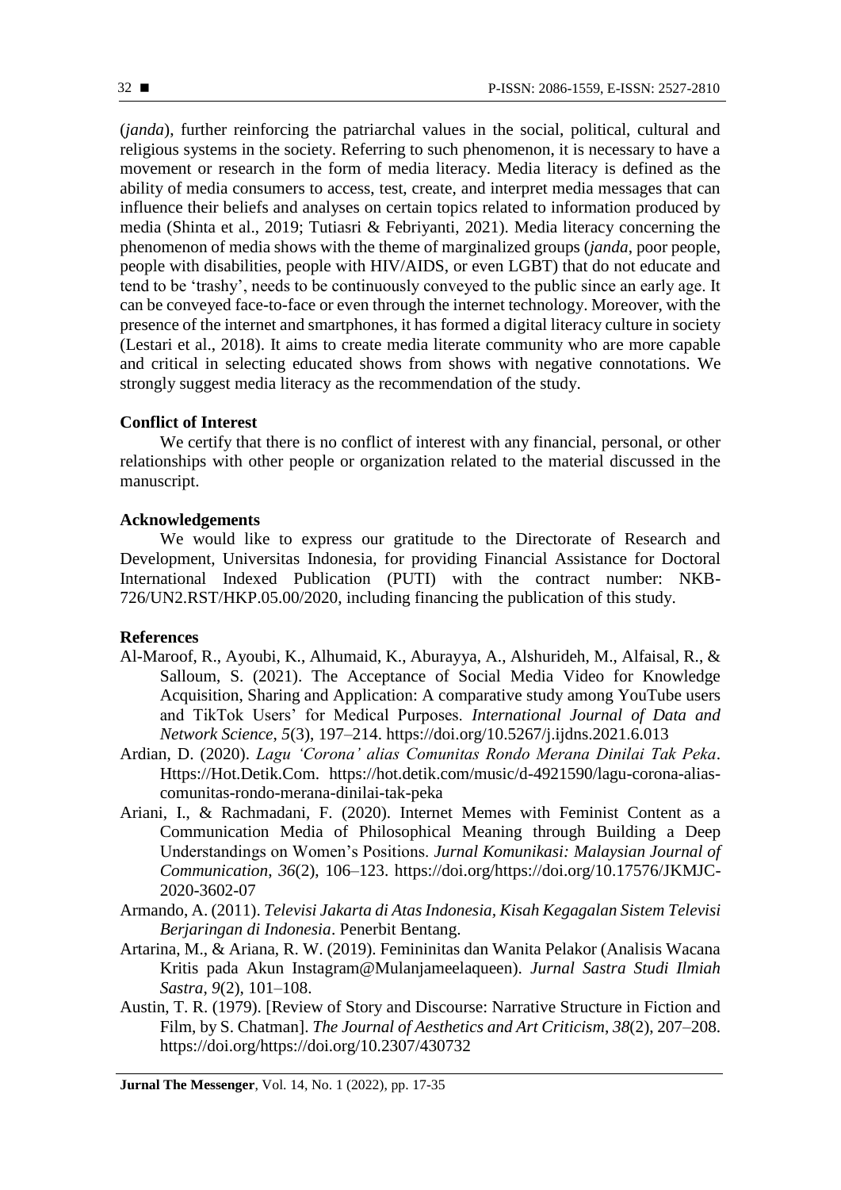(*janda*), further reinforcing the patriarchal values in the social, political, cultural and religious systems in the society. Referring to such phenomenon, it is necessary to have a movement or research in the form of media literacy. Media literacy is defined as the ability of media consumers to access, test, create, and interpret media messages that can influence their beliefs and analyses on certain topics related to information produced by media (Shinta et al., 2019; Tutiasri & Febriyanti, 2021). Media literacy concerning the phenomenon of media shows with the theme of marginalized groups (*janda*, poor people, people with disabilities, people with HIV/AIDS, or even LGBT) that do not educate and tend to be 'trashy', needs to be continuously conveyed to the public since an early age. It can be conveyed face-to-face or even through the internet technology. Moreover, with the presence of the internet and smartphones, it has formed a digital literacy culture in society (Lestari et al., 2018). It aims to create media literate community who are more capable and critical in selecting educated shows from shows with negative connotations. We strongly suggest media literacy as the recommendation of the study.

**Conflict of Interest**

We certify that there is no conflict of interest with any financial, personal, or other relationships with other people or organization related to the material discussed in the manuscript.

**Acknowledgements**

We would like to express our gratitude to the Directorate of Research and Development, Universitas Indonesia, for providing Financial Assistance for Doctoral International Indexed Publication (PUTI) with the contract number: NKB-726/UN2.RST/HKP.05.00/2020, including financing the publication of this study.

**References**

Al-Maroof, R., Ayoubi, K., Alhumaid, K., Aburayya, A., Alshurideh, M., Alfaisal, R., & Salloum, S. (2021). The Acceptance of Social Media Video for Knowledge Acquisition, Sharing and Application: A comparative study among YouTube users and TikTok Users' for Medical Purposes. *International Journal of Data and Network Science*, *5*(3), 197–214. https://doi.org/10.5267/j.ijdns.2021.6.013

Ardian, D. (2020). *Lagu 'Corona' alias Comunitas Rondo Merana Dinilai Tak Peka*. Https://Hot.Detik.Com. https://hot.detik.com/music/d-4921590/lagu-corona-alias-comunitas-rondo-merana-dinilai-tak-peka

Ariani, I., & Rachmadani, F. (2020). Internet Memes with Feminist Content as a Communication Media of Philosophical Meaning through Building a Deep Understandings on Women's Positions. *Jurnal Komunikasi: Malaysian Journal of Communication*, *36*(2), 106–123. https://doi.org/https://doi.org/10.17576/JKMJC-2020-3602-07

Armando, A. (2011). *Televisi Jakarta di Atas Indonesia, Kisah Kegagalan Sistem Televisi Berjaringan di Indonesia*. Penerbit Bentang.

Artarina, M., & Ariana, R. W. (2019). Femininitas dan Wanita Pelakor (Analisis Wacana Kritis pada Akun Instagram@Mulanjameelaqueen). *Jurnal Sastra Studi Ilmiah Sastra*, *9*(2), 101–108.

Austin, T. R. (1979). [Review of Story and Discourse: Narrative Structure in Fiction and Film, by S. Chatman]. *The Journal of Aesthetics and Art Criticism*, *38*(2), 207–208. https://doi.org/https://doi.org/10.2307/430732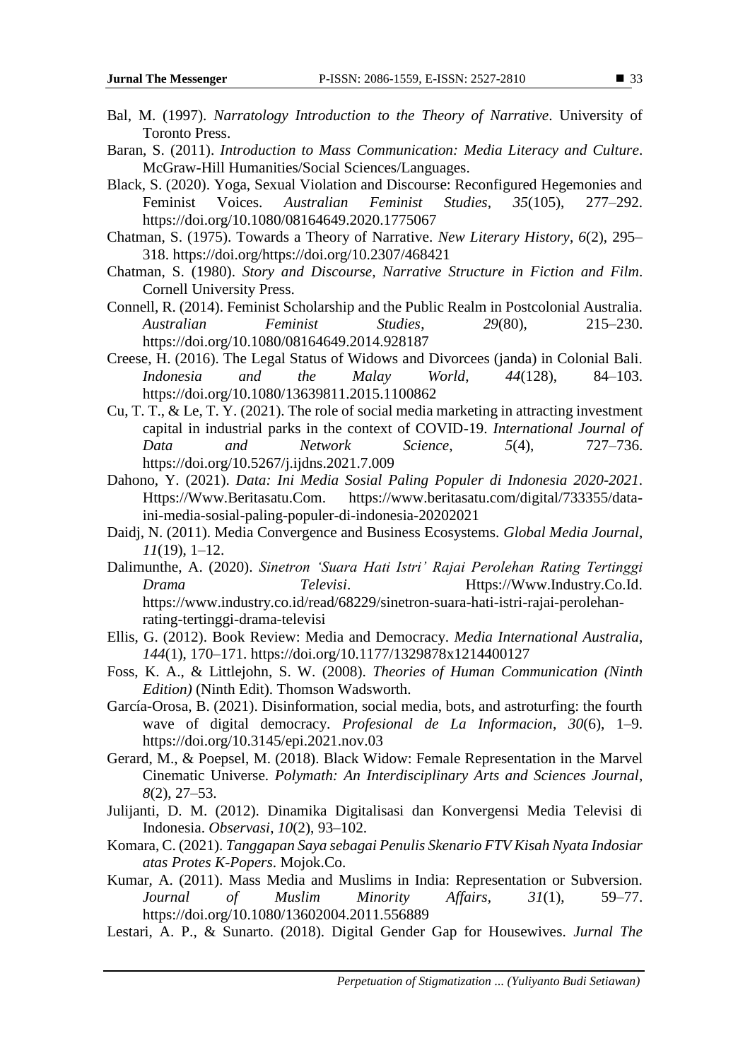Bal, M. (1997). *Narratology Introduction to the Theory of Narrative*. University of Toronto Press.

Baran, S. (2011). *Introduction to Mass Communication: Media Literacy and Culture*. McGraw-Hill Humanities/Social Sciences/Languages.

Black, S. (2020). Yoga, Sexual Violation and Discourse: Reconfigured Hegemonies and Feminist Voices. *Australian Feminist Studies*, *35*(105), 277–292. https://doi.org/10.1080/08164649.2020.1775067

Chatman, S. (1975). Towards a Theory of Narrative. *New Literary History*, *6*(2), 295–318. https://doi.org/https://doi.org/10.2307/468421

Chatman, S. (1980). *Story and Discourse, Narrative Structure in Fiction and Film*. Cornell University Press.

Connell, R. (2014). Feminist Scholarship and the Public Realm in Postcolonial Australia. *Australian Feminist Studies*, *29*(80), 215–230. https://doi.org/10.1080/08164649.2014.928187

Creese, H. (2016). The Legal Status of Widows and Divorcees (janda) in Colonial Bali. *Indonesia and the Malay World*, *44*(128), 84–103. https://doi.org/10.1080/13639811.2015.1100862

Cu, T. T., & Le, T. Y. (2021). The role of social media marketing in attracting investment capital in industrial parks in the context of COVID-19. *International Journal of Data and Network Science*, *5*(4), 727–736. https://doi.org/10.5267/j.ijdns.2021.7.009

Dahono, Y. (2021). *Data: Ini Media Sosial Paling Populer di Indonesia 2020-2021*. Https://Www.Beritasatu.Com. https://www.beritasatu.com/digital/733355/data-ini-media-sosial-paling-populer-di-indonesia-20202021

Daidj, N. (2011). Media Convergence and Business Ecosystems. *Global Media Journal*, *11*(19), 1–12.

Dalimunthe, A. (2020). *Sinetron 'Suara Hati Istri' Rajai Perolehan Rating Tertinggi Drama Televisi*. Https://Www.Industry.Co.Id. https://www.industry.co.id/read/68229/sinetron-suara-hati-istri-rajai-perolehan-rating-tertinggi-drama-televisi

Ellis, G. (2012). Book Review: Media and Democracy. *Media International Australia*, *144*(1), 170–171. https://doi.org/10.1177/1329878x1214400127

Foss, K. A., & Littlejohn, S. W. (2008). *Theories of Human Communication (Ninth Edition)* (Ninth Edit). Thomson Wadsworth.

García-Orosa, B. (2021). Disinformation, social media, bots, and astroturfing: the fourth wave of digital democracy. *Profesional de La Informacion*, *30*(6), 1–9. https://doi.org/10.3145/epi.2021.nov.03

Gerard, M., & Poepsel, M. (2018). Black Widow: Female Representation in the Marvel Cinematic Universe. *Polymath: An Interdisciplinary Arts and Sciences Journal*, *8*(2), 27–53.

Julijanti, D. M. (2012). Dinamika Digitalisasi dan Konvergensi Media Televisi di Indonesia. *Observasi*, *10*(2), 93–102.

Komara, C. (2021). *Tanggapan Saya sebagai Penulis Skenario FTV Kisah Nyata Indosiar atas Protes K-Popers*. Mojok.Co.

Kumar, A. (2011). Mass Media and Muslims in India: Representation or Subversion. *Journal of Muslim Minority Affairs*, *31*(1), 59–77. https://doi.org/10.1080/13602004.2011.556889

Lestari, A. P., & Sunarto. (2018). Digital Gender Gap for Housewives. *Jurnal The*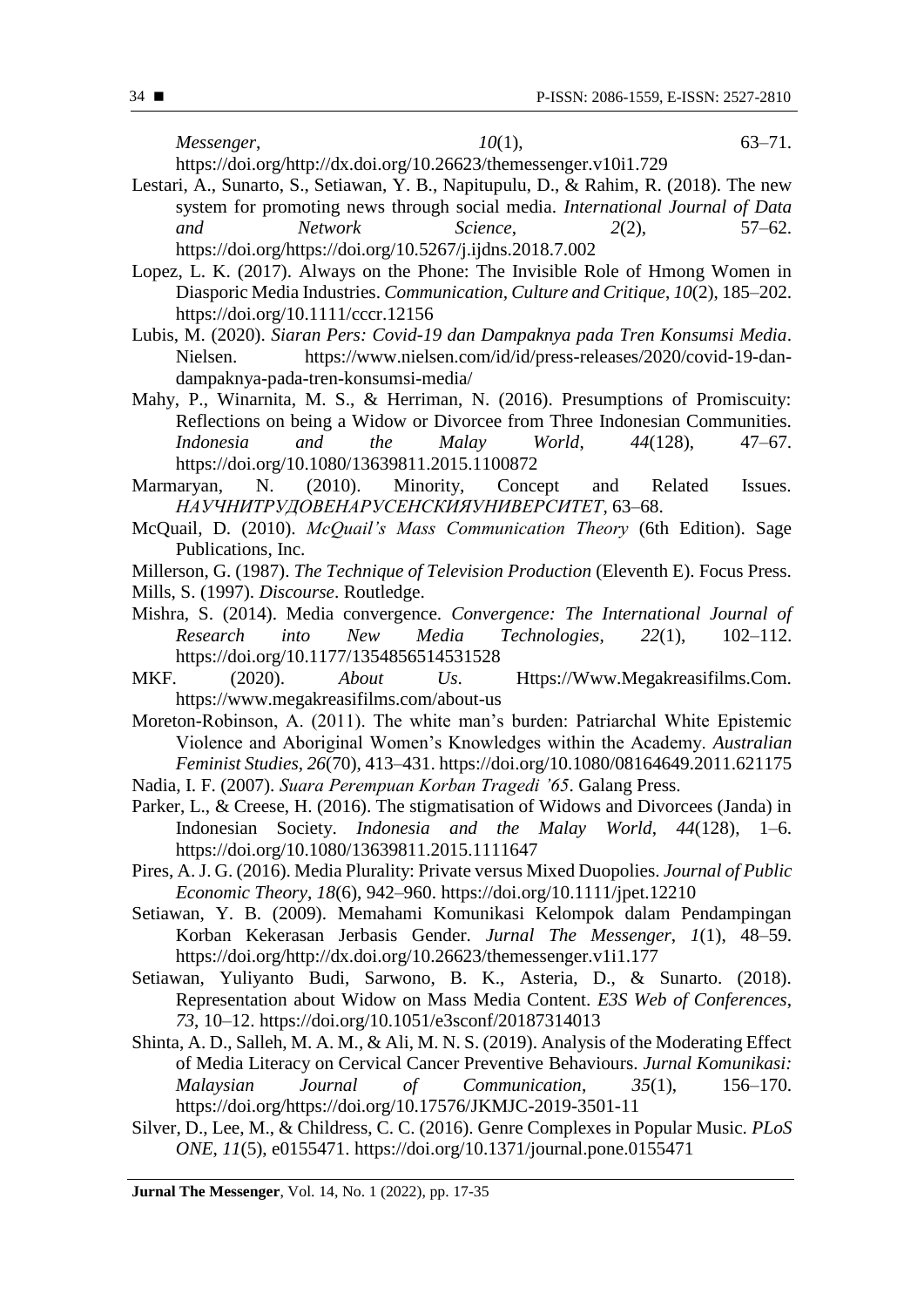*Messenger*, *10*(1), 63–71. https://doi.org/http://dx.doi.org/10.26623/themessenger.v10i1.729

Lestari, A., Sunarto, S., Setiawan, Y. B., Napitupulu, D., & Rahim, R. (2018). The new system for promoting news through social media. *International Journal of Data and Network Science*, *2*(2), 57–62. https://doi.org/https://doi.org/10.5267/j.ijdns.2018.7.002

Lopez, L. K. (2017). Always on the Phone: The Invisible Role of Hmong Women in Diasporic Media Industries. *Communication, Culture and Critique*, *10*(2), 185–202. https://doi.org/10.1111/cccr.12156

Lubis, M. (2020). *Siaran Pers: Covid-19 dan Dampaknya pada Tren Konsumsi Media*. Nielsen. https://www.nielsen.com/id/id/press-releases/2020/covid-19-dan-dampaknya-pada-tren-konsumsi-media/

Mahy, P., Winarnita, M. S., & Herriman, N. (2016). Presumptions of Promiscuity: Reflections on being a Widow or Divorcee from Three Indonesian Communities. *Indonesia and the Malay World*, *44*(128), 47–67. https://doi.org/10.1080/13639811.2015.1100872

Marmaryan, N. (2010). Minority, Concept and Related Issues. *НАУЧНИТРУДОВЕНАРУСЕНСКИЯУНИВЕРСИТЕТ*, 63–68.

McQuail, D. (2010). *McQuail's Mass Communication Theory* (6th Edition). Sage Publications, Inc.

Millerson, G. (1987). *The Technique of Television Production* (Eleventh E). Focus Press.

Mills, S. (1997). *Discourse*. Routledge.

Mishra, S. (2014). Media convergence. *Convergence: The International Journal of Research into New Media Technologies*, *22*(1), 102–112. https://doi.org/10.1177/1354856514531528

MKF. (2020). *About Us*. Https://Www.Megakreasifilms.Com. https://www.megakreasifilms.com/about-us

Moreton-Robinson, A. (2011). The white man's burden: Patriarchal White Epistemic Violence and Aboriginal Women's Knowledges within the Academy. *Australian Feminist Studies*, *26*(70), 413–431. https://doi.org/10.1080/08164649.2011.621175

Nadia, I. F. (2007). *Suara Perempuan Korban Tragedi '65*. Galang Press.

Parker, L., & Creese, H. (2016). The stigmatisation of Widows and Divorcees (Janda) in Indonesian Society. *Indonesia and the Malay World*, *44*(128), 1–6. https://doi.org/10.1080/13639811.2015.1111647

Pires, A. J. G. (2016). Media Plurality: Private versus Mixed Duopolies. *Journal of Public Economic Theory*, *18*(6), 942–960. https://doi.org/10.1111/jpet.12210

Setiawan, Y. B. (2009). Memahami Komunikasi Kelompok dalam Pendampingan Korban Kekerasan Jerbasis Gender. *Jurnal The Messenger*, *1*(1), 48–59. https://doi.org/http://dx.doi.org/10.26623/themessenger.v1i1.177

Setiawan, Yuliyanto Budi, Sarwono, B. K., Asteria, D., & Sunarto. (2018). Representation about Widow on Mass Media Content. *E3S Web of Conferences*, *73*, 10–12. https://doi.org/10.1051/e3sconf/20187314013

Shinta, A. D., Salleh, M. A. M., & Ali, M. N. S. (2019). Analysis of the Moderating Effect of Media Literacy on Cervical Cancer Preventive Behaviours. *Jurnal Komunikasi: Malaysian Journal of Communication*, *35*(1), 156–170. https://doi.org/https://doi.org/10.17576/JKMJC-2019-3501-11

Silver, D., Lee, M., & Childress, C. C. (2016). Genre Complexes in Popular Music. *PLoS ONE*, *11*(5), e0155471. https://doi.org/10.1371/journal.pone.0155471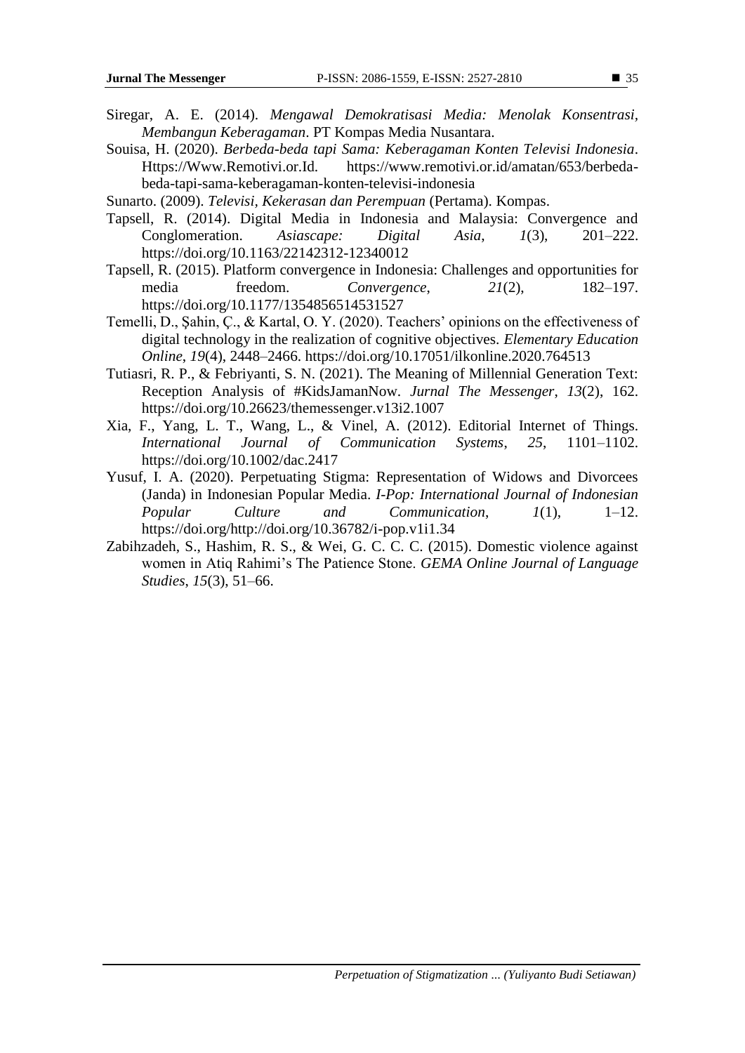Siregar, A. E. (2014). *Mengawal Demokratisasi Media: Menolak Konsentrasi, Membangun Keberagaman*. PT Kompas Media Nusantara.

Souisa, H. (2020). *Berbeda-beda tapi Sama: Keberagaman Konten Televisi Indonesia*. Https://Www.Remotivi.or.Id. https://www.remotivi.or.id/amatan/653/berbeda-beda-tapi-sama-keberagaman-konten-televisi-indonesia

Sunarto. (2009). *Televisi, Kekerasan dan Perempuan* (Pertama). Kompas.

Tapsell, R. (2014). Digital Media in Indonesia and Malaysia: Convergence and Conglomeration. *Asiascape: Digital Asia*, *1*(3), 201–222. https://doi.org/10.1163/22142312-12340012

Tapsell, R. (2015). Platform convergence in Indonesia: Challenges and opportunities for media freedom. *Convergence*, *21*(2), 182–197. https://doi.org/10.1177/1354856514531527

Temelli, D., Şahin, Ç., & Kartal, O. Y. (2020). Teachers' opinions on the effectiveness of digital technology in the realization of cognitive objectives. *Elementary Education Online*, *19*(4), 2448–2466. https://doi.org/10.17051/ilkonline.2020.764513

Tutiasri, R. P., & Febriyanti, S. N. (2021). The Meaning of Millennial Generation Text: Reception Analysis of #KidsJamanNow. *Jurnal The Messenger*, *13*(2), 162. https://doi.org/10.26623/themessenger.v13i2.1007

Xia, F., Yang, L. T., Wang, L., & Vinel, A. (2012). Editorial Internet of Things. *International Journal of Communication Systems*, *25*, 1101–1102. https://doi.org/10.1002/dac.2417

Yusuf, I. A. (2020). Perpetuating Stigma: Representation of Widows and Divorcees (Janda) in Indonesian Popular Media. *I-Pop: International Journal of Indonesian Popular Culture and Communication*, *1*(1), 1–12. https://doi.org/http://doi.org/10.36782/i-pop.v1i1.34

Zabihzadeh, S., Hashim, R. S., & Wei, G. C. C. (2015). Domestic violence against women in Atiq Rahimi's The Patience Stone. *GEMA Online Journal of Language Studies*, *15*(3), 51–66.